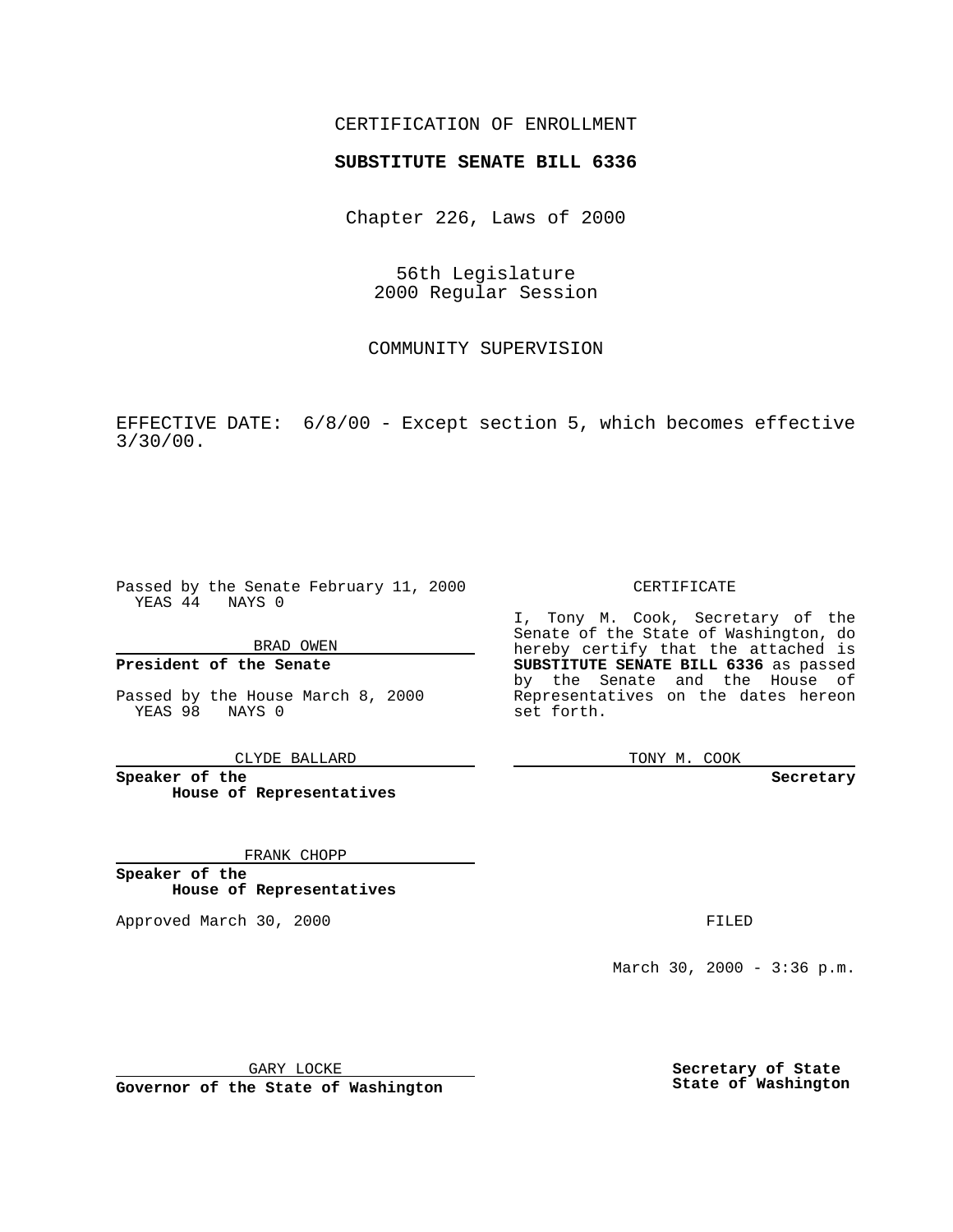CERTIFICATION OF ENROLLMENT

**SUBSTITUTE SENATE BILL 6336**

Chapter 226, Laws of 2000

56th Legislature
2000 Regular Session

COMMUNITY SUPERVISION

EFFECTIVE DATE: 6/8/00 - Except section 5, which becomes effective 3/30/00.

Passed by the Senate February 11, 2000
YEAS 44 NAYS 0

BRAD OWEN

**President of the Senate**

Passed by the House March 8, 2000
YEAS 98 NAYS 0

CLYDE BALLARD

**Speaker of the House of Representatives**

FRANK CHOPP

**Speaker of the House of Representatives**

Approved March 30, 2000

GARY LOCKE

**Governor of the State of Washington**

CERTIFICATE

I, Tony M. Cook, Secretary of the Senate of the State of Washington, do hereby certify that the attached is **SUBSTITUTE SENATE BILL 6336** as passed by the Senate and the House of Representatives on the dates hereon set forth.

TONY M. COOK

**Secretary**

FILED

March 30, 2000 - 3:36 p.m.

**Secretary of State**
**State of Washington**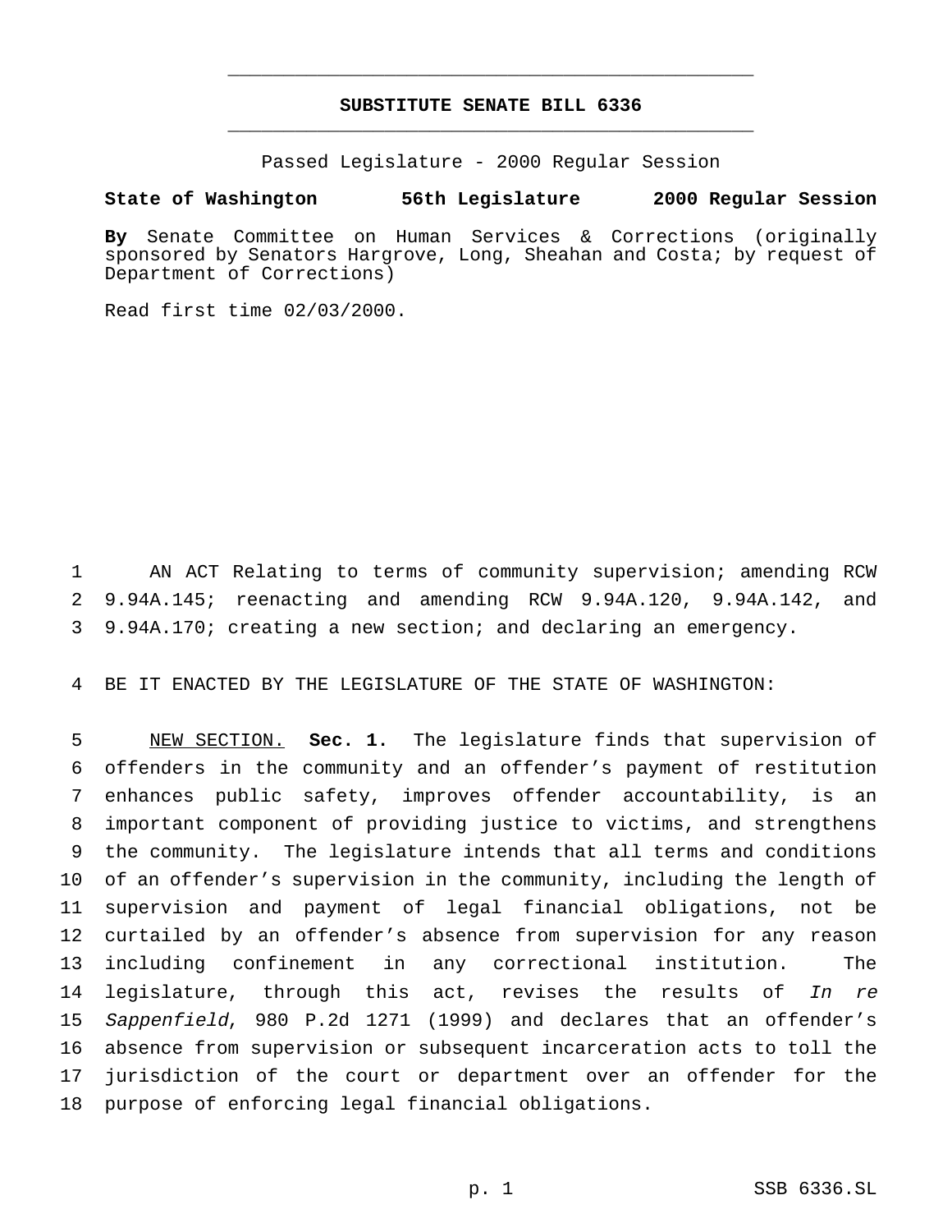# SUBSTITUTE SENATE BILL 6336

Passed Legislature - 2000 Regular Session

**State of Washington 56th Legislature 2000 Regular Session**

**By** Senate Committee on Human Services & Corrections (originally sponsored by Senators Hargrove, Long, Sheahan and Costa; by request of Department of Corrections)

Read first time 02/03/2000.

AN ACT Relating to terms of community supervision; amending RCW 9.94A.145; reenacting and amending RCW 9.94A.120, 9.94A.142, and 9.94A.170; creating a new section; and declaring an emergency.

BE IT ENACTED BY THE LEGISLATURE OF THE STATE OF WASHINGTON:

NEW SECTION. **Sec. 1.** The legislature finds that supervision of offenders in the community and an offender's payment of restitution enhances public safety, improves offender accountability, is an important component of providing justice to victims, and strengthens the community. The legislature intends that all terms and conditions of an offender's supervision in the community, including the length of supervision and payment of legal financial obligations, not be curtailed by an offender's absence from supervision for any reason including confinement in any correctional institution. The legislature, through this act, revises the results of *In re Sappenfield*, 980 P.2d 1271 (1999) and declares that an offender's absence from supervision or subsequent incarceration acts to toll the jurisdiction of the court or department over an offender for the purpose of enforcing legal financial obligations.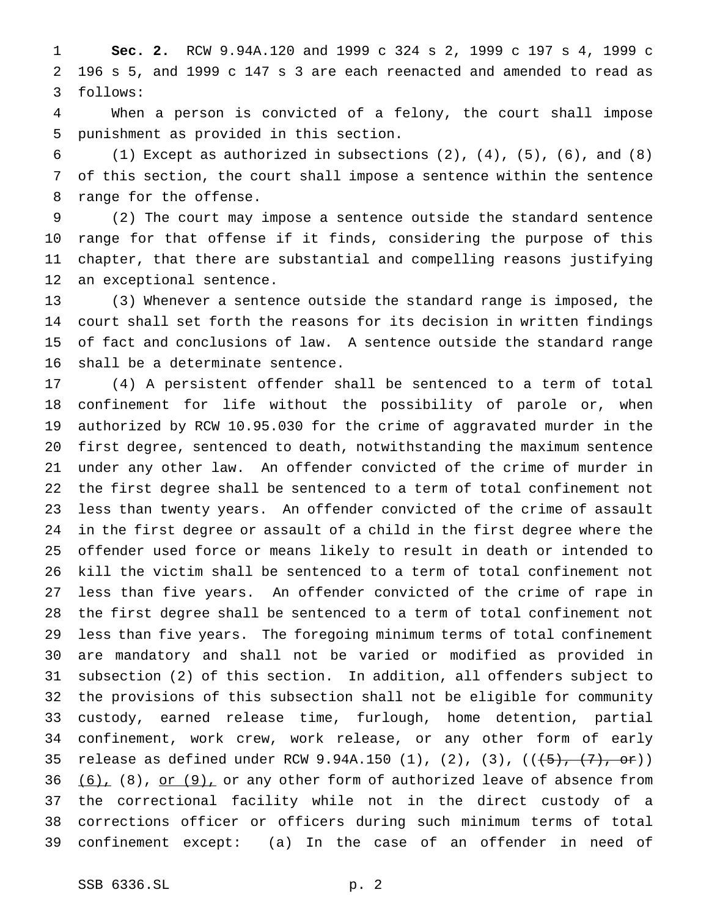**Sec. 2.** RCW 9.94A.120 and 1999 c 324 s 2, 1999 c 197 s 4, 1999 c 196 s 5, and 1999 c 147 s 3 are each reenacted and amended to read as follows:

When a person is convicted of a felony, the court shall impose punishment as provided in this section.

(1) Except as authorized in subsections (2), (4), (5), (6), and (8) of this section, the court shall impose a sentence within the sentence range for the offense.

(2) The court may impose a sentence outside the standard sentence range for that offense if it finds, considering the purpose of this chapter, that there are substantial and compelling reasons justifying an exceptional sentence.

(3) Whenever a sentence outside the standard range is imposed, the court shall set forth the reasons for its decision in written findings of fact and conclusions of law. A sentence outside the standard range shall be a determinate sentence.

(4) A persistent offender shall be sentenced to a term of total confinement for life without the possibility of parole or, when authorized by RCW 10.95.030 for the crime of aggravated murder in the first degree, sentenced to death, notwithstanding the maximum sentence under any other law. An offender convicted of the crime of murder in the first degree shall be sentenced to a term of total confinement not less than twenty years. An offender convicted of the crime of assault in the first degree or assault of a child in the first degree where the offender used force or means likely to result in death or intended to kill the victim shall be sentenced to a term of total confinement not less than five years. An offender convicted of the crime of rape in the first degree shall be sentenced to a term of total confinement not less than five years. The foregoing minimum terms of total confinement are mandatory and shall not be varied or modified as provided in subsection (2) of this section. In addition, all offenders subject to the provisions of this subsection shall not be eligible for community custody, earned release time, furlough, home detention, partial confinement, work crew, work release, or any other form of early release as defined under RCW 9.94A.150 (1), (2), (3), ((~~(5), (7), or~~)) <u>(6),</u> (8), <u>or (9),</u> or any other form of authorized leave of absence from the correctional facility while not in the direct custody of a corrections officer or officers during such minimum terms of total confinement except: (a) In the case of an offender in need of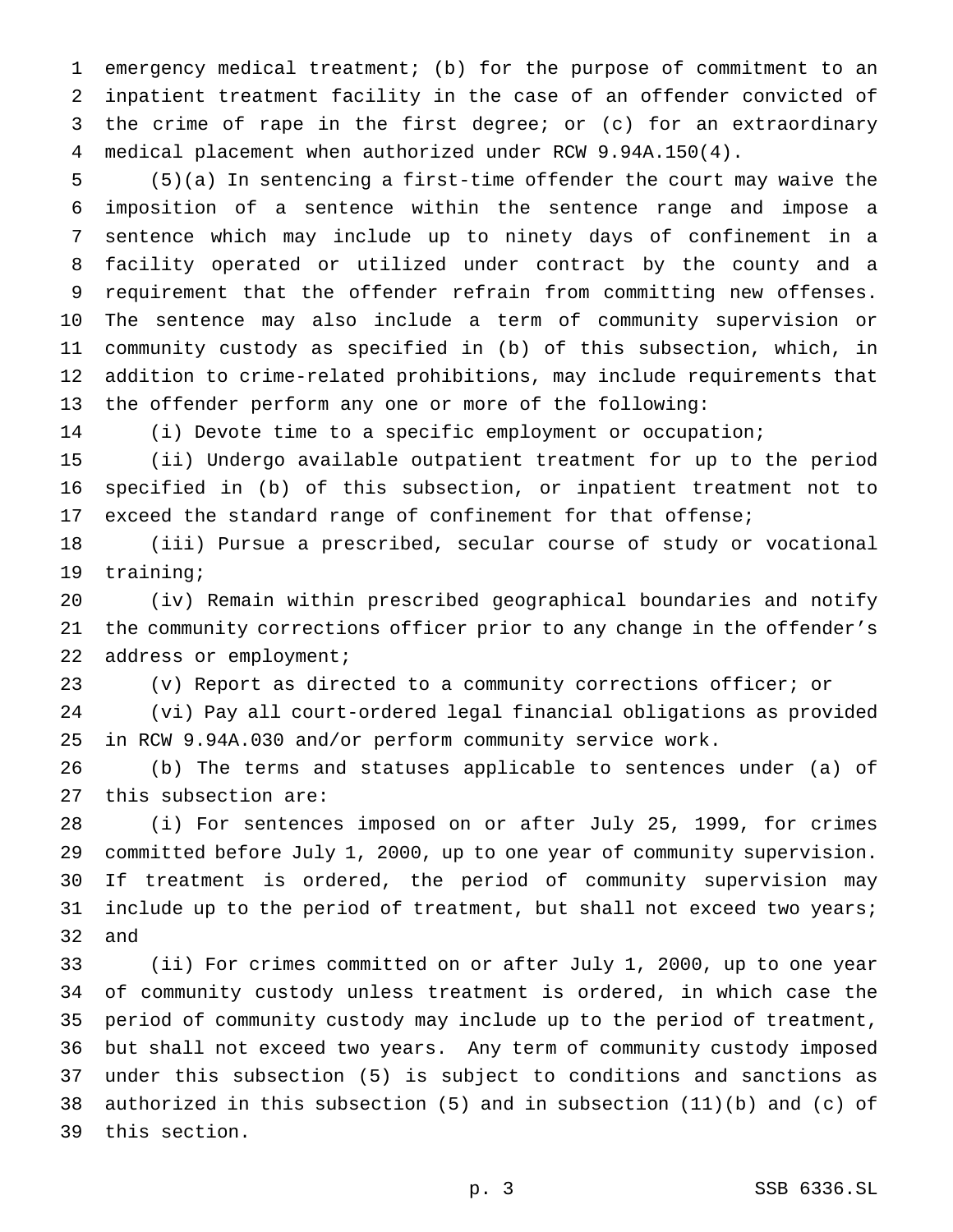emergency medical treatment; (b) for the purpose of commitment to an inpatient treatment facility in the case of an offender convicted of the crime of rape in the first degree; or (c) for an extraordinary medical placement when authorized under RCW 9.94A.150(4).

(5)(a) In sentencing a first-time offender the court may waive the imposition of a sentence within the sentence range and impose a sentence which may include up to ninety days of confinement in a facility operated or utilized under contract by the county and a requirement that the offender refrain from committing new offenses. The sentence may also include a term of community supervision or community custody as specified in (b) of this subsection, which, in addition to crime-related prohibitions, may include requirements that the offender perform any one or more of the following:

(i) Devote time to a specific employment or occupation;

(ii) Undergo available outpatient treatment for up to the period specified in (b) of this subsection, or inpatient treatment not to exceed the standard range of confinement for that offense;

(iii) Pursue a prescribed, secular course of study or vocational training;

(iv) Remain within prescribed geographical boundaries and notify the community corrections officer prior to any change in the offender's address or employment;

(v) Report as directed to a community corrections officer; or

(vi) Pay all court-ordered legal financial obligations as provided in RCW 9.94A.030 and/or perform community service work.

(b) The terms and statuses applicable to sentences under (a) of this subsection are:

(i) For sentences imposed on or after July 25, 1999, for crimes committed before July 1, 2000, up to one year of community supervision. If treatment is ordered, the period of community supervision may include up to the period of treatment, but shall not exceed two years; and

(ii) For crimes committed on or after July 1, 2000, up to one year of community custody unless treatment is ordered, in which case the period of community custody may include up to the period of treatment, but shall not exceed two years. Any term of community custody imposed under this subsection (5) is subject to conditions and sanctions as authorized in this subsection (5) and in subsection (11)(b) and (c) of this section.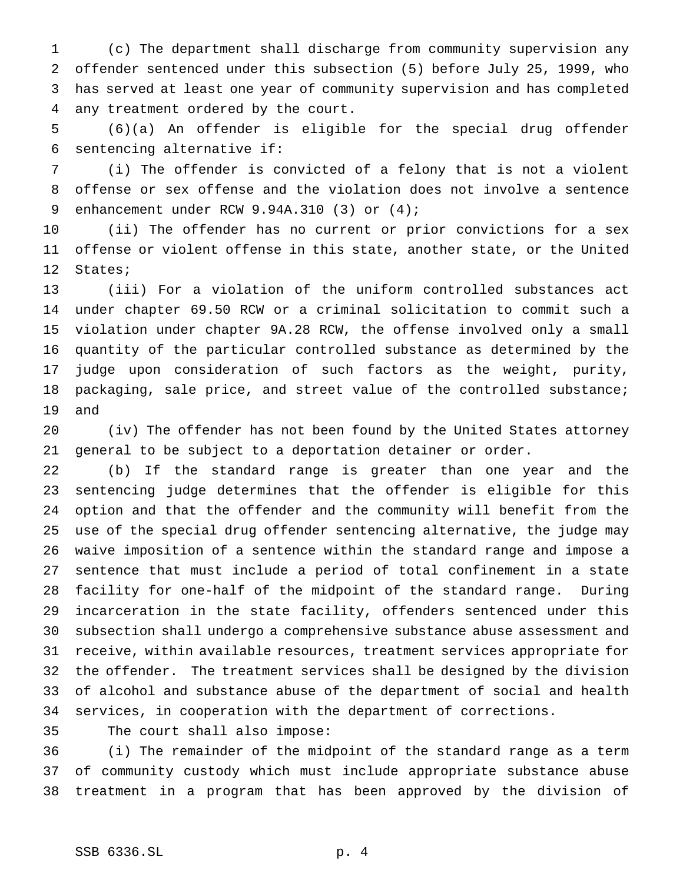(c) The department shall discharge from community supervision any offender sentenced under this subsection (5) before July 25, 1999, who has served at least one year of community supervision and has completed any treatment ordered by the court.

(6)(a) An offender is eligible for the special drug offender sentencing alternative if:

(i) The offender is convicted of a felony that is not a violent offense or sex offense and the violation does not involve a sentence enhancement under RCW 9.94A.310 (3) or (4);

(ii) The offender has no current or prior convictions for a sex offense or violent offense in this state, another state, or the United States;

(iii) For a violation of the uniform controlled substances act under chapter 69.50 RCW or a criminal solicitation to commit such a violation under chapter 9A.28 RCW, the offense involved only a small quantity of the particular controlled substance as determined by the judge upon consideration of such factors as the weight, purity, packaging, sale price, and street value of the controlled substance; and

(iv) The offender has not been found by the United States attorney general to be subject to a deportation detainer or order.

(b) If the standard range is greater than one year and the sentencing judge determines that the offender is eligible for this option and that the offender and the community will benefit from the use of the special drug offender sentencing alternative, the judge may waive imposition of a sentence within the standard range and impose a sentence that must include a period of total confinement in a state facility for one-half of the midpoint of the standard range. During incarceration in the state facility, offenders sentenced under this subsection shall undergo a comprehensive substance abuse assessment and receive, within available resources, treatment services appropriate for the offender. The treatment services shall be designed by the division of alcohol and substance abuse of the department of social and health services, in cooperation with the department of corrections.

The court shall also impose:

(i) The remainder of the midpoint of the standard range as a term of community custody which must include appropriate substance abuse treatment in a program that has been approved by the division of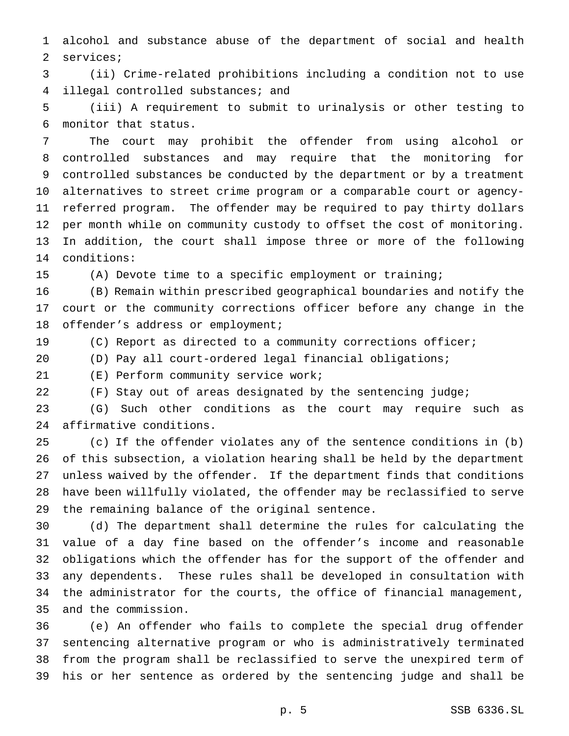alcohol and substance abuse of the department of social and health services;

(ii) Crime-related prohibitions including a condition not to use illegal controlled substances; and

(iii) A requirement to submit to urinalysis or other testing to monitor that status.

The court may prohibit the offender from using alcohol or controlled substances and may require that the monitoring for controlled substances be conducted by the department or by a treatment alternatives to street crime program or a comparable court or agency-referred program. The offender may be required to pay thirty dollars per month while on community custody to offset the cost of monitoring. In addition, the court shall impose three or more of the following conditions:

(A) Devote time to a specific employment or training;

(B) Remain within prescribed geographical boundaries and notify the court or the community corrections officer before any change in the offender's address or employment;

(C) Report as directed to a community corrections officer;

(D) Pay all court-ordered legal financial obligations;

(E) Perform community service work;

(F) Stay out of areas designated by the sentencing judge;

(G) Such other conditions as the court may require such as affirmative conditions.

(c) If the offender violates any of the sentence conditions in (b) of this subsection, a violation hearing shall be held by the department unless waived by the offender. If the department finds that conditions have been willfully violated, the offender may be reclassified to serve the remaining balance of the original sentence.

(d) The department shall determine the rules for calculating the value of a day fine based on the offender's income and reasonable obligations which the offender has for the support of the offender and any dependents. These rules shall be developed in consultation with the administrator for the courts, the office of financial management, and the commission.

(e) An offender who fails to complete the special drug offender sentencing alternative program or who is administratively terminated from the program shall be reclassified to serve the unexpired term of his or her sentence as ordered by the sentencing judge and shall be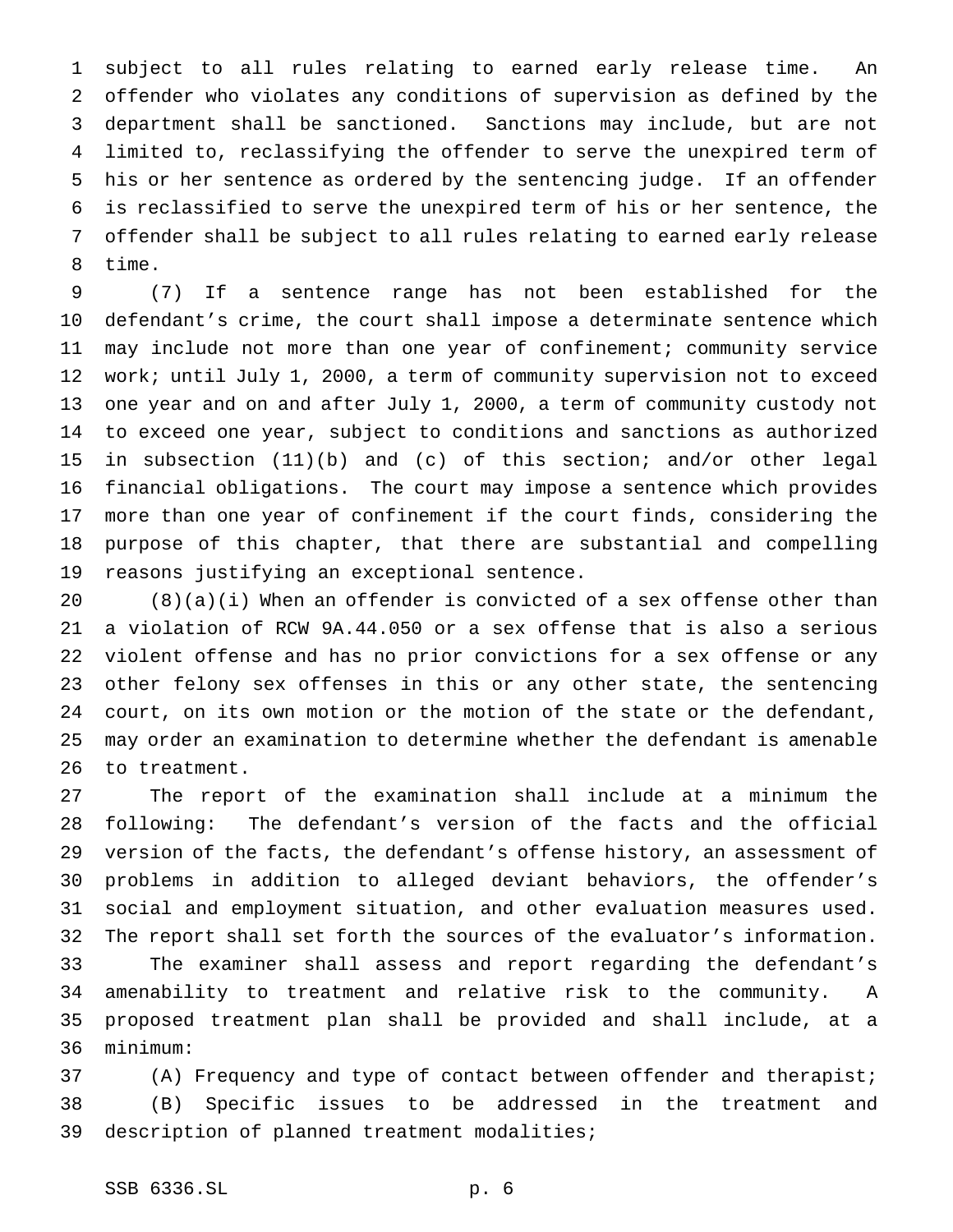subject to all rules relating to earned early release time. An offender who violates any conditions of supervision as defined by the department shall be sanctioned. Sanctions may include, but are not limited to, reclassifying the offender to serve the unexpired term of his or her sentence as ordered by the sentencing judge. If an offender is reclassified to serve the unexpired term of his or her sentence, the offender shall be subject to all rules relating to earned early release time.

(7) If a sentence range has not been established for the defendant's crime, the court shall impose a determinate sentence which may include not more than one year of confinement; community service work; until July 1, 2000, a term of community supervision not to exceed one year and on and after July 1, 2000, a term of community custody not to exceed one year, subject to conditions and sanctions as authorized in subsection (11)(b) and (c) of this section; and/or other legal financial obligations. The court may impose a sentence which provides more than one year of confinement if the court finds, considering the purpose of this chapter, that there are substantial and compelling reasons justifying an exceptional sentence.

(8)(a)(i) When an offender is convicted of a sex offense other than a violation of RCW 9A.44.050 or a sex offense that is also a serious violent offense and has no prior convictions for a sex offense or any other felony sex offenses in this or any other state, the sentencing court, on its own motion or the motion of the state or the defendant, may order an examination to determine whether the defendant is amenable to treatment.

The report of the examination shall include at a minimum the following: The defendant's version of the facts and the official version of the facts, the defendant's offense history, an assessment of problems in addition to alleged deviant behaviors, the offender's social and employment situation, and other evaluation measures used. The report shall set forth the sources of the evaluator's information.

The examiner shall assess and report regarding the defendant's amenability to treatment and relative risk to the community. A proposed treatment plan shall be provided and shall include, at a minimum:

(A) Frequency and type of contact between offender and therapist;

(B) Specific issues to be addressed in the treatment and description of planned treatment modalities;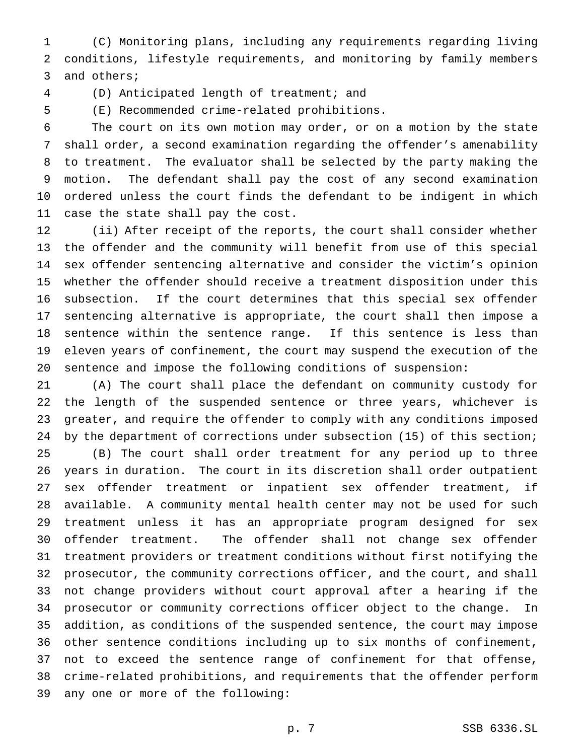(C) Monitoring plans, including any requirements regarding living conditions, lifestyle requirements, and monitoring by family members and others;

(D) Anticipated length of treatment; and

(E) Recommended crime-related prohibitions.

The court on its own motion may order, or on a motion by the state shall order, a second examination regarding the offender's amenability to treatment. The evaluator shall be selected by the party making the motion. The defendant shall pay the cost of any second examination ordered unless the court finds the defendant to be indigent in which case the state shall pay the cost.

(ii) After receipt of the reports, the court shall consider whether the offender and the community will benefit from use of this special sex offender sentencing alternative and consider the victim's opinion whether the offender should receive a treatment disposition under this subsection. If the court determines that this special sex offender sentencing alternative is appropriate, the court shall then impose a sentence within the sentence range. If this sentence is less than eleven years of confinement, the court may suspend the execution of the sentence and impose the following conditions of suspension:

(A) The court shall place the defendant on community custody for the length of the suspended sentence or three years, whichever is greater, and require the offender to comply with any conditions imposed by the department of corrections under subsection (15) of this section;

(B) The court shall order treatment for any period up to three years in duration. The court in its discretion shall order outpatient sex offender treatment or inpatient sex offender treatment, if available. A community mental health center may not be used for such treatment unless it has an appropriate program designed for sex offender treatment. The offender shall not change sex offender treatment providers or treatment conditions without first notifying the prosecutor, the community corrections officer, and the court, and shall not change providers without court approval after a hearing if the prosecutor or community corrections officer object to the change. In addition, as conditions of the suspended sentence, the court may impose other sentence conditions including up to six months of confinement, not to exceed the sentence range of confinement for that offense, crime-related prohibitions, and requirements that the offender perform any one or more of the following: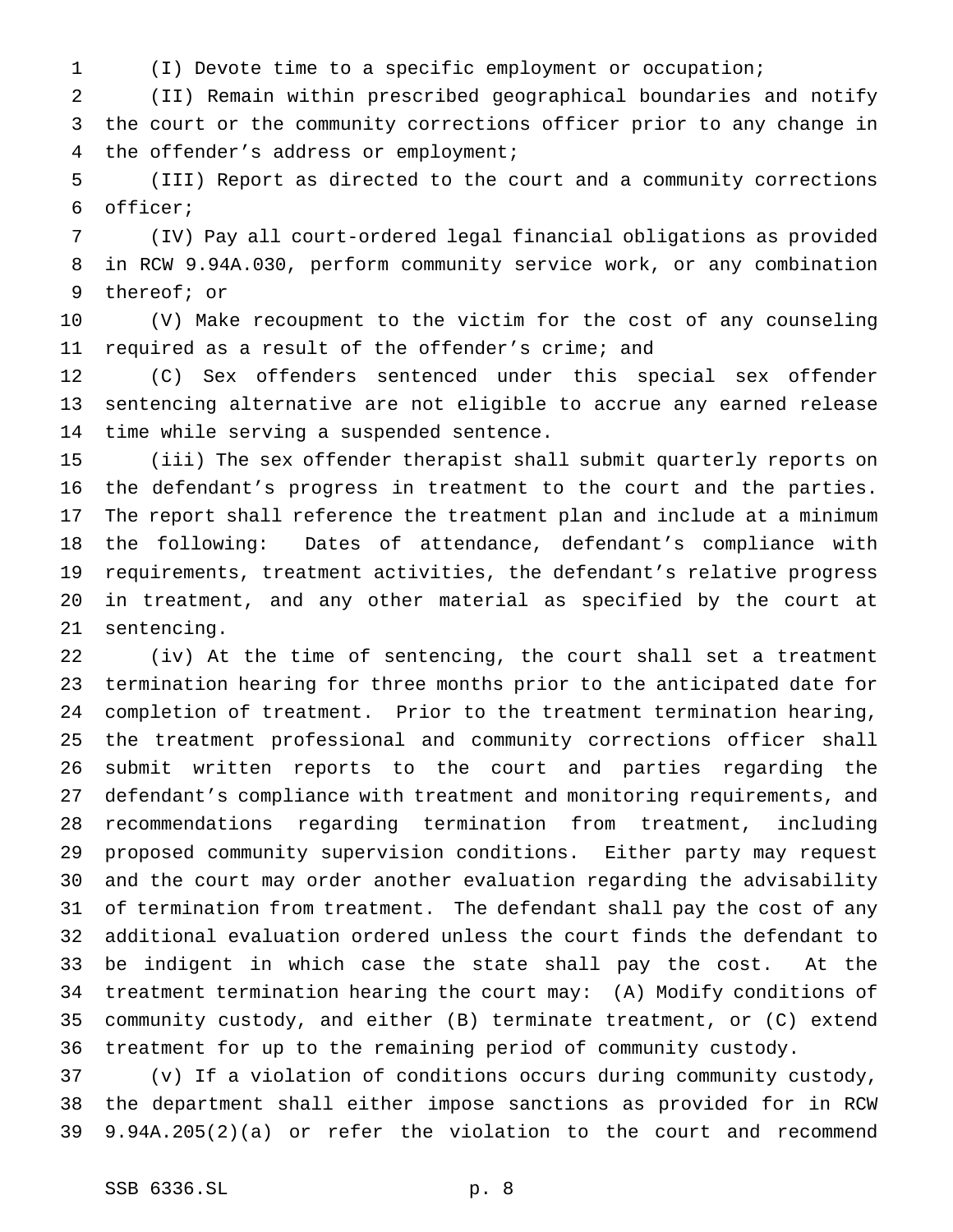(I) Devote time to a specific employment or occupation;

(II) Remain within prescribed geographical boundaries and notify the court or the community corrections officer prior to any change in the offender's address or employment;

(III) Report as directed to the court and a community corrections officer;

(IV) Pay all court-ordered legal financial obligations as provided in RCW 9.94A.030, perform community service work, or any combination thereof; or

(V) Make recoupment to the victim for the cost of any counseling required as a result of the offender's crime; and

(C) Sex offenders sentenced under this special sex offender sentencing alternative are not eligible to accrue any earned release time while serving a suspended sentence.

(iii) The sex offender therapist shall submit quarterly reports on the defendant's progress in treatment to the court and the parties. The report shall reference the treatment plan and include at a minimum the following: Dates of attendance, defendant's compliance with requirements, treatment activities, the defendant's relative progress in treatment, and any other material as specified by the court at sentencing.

(iv) At the time of sentencing, the court shall set a treatment termination hearing for three months prior to the anticipated date for completion of treatment. Prior to the treatment termination hearing, the treatment professional and community corrections officer shall submit written reports to the court and parties regarding the defendant's compliance with treatment and monitoring requirements, and recommendations regarding termination from treatment, including proposed community supervision conditions. Either party may request and the court may order another evaluation regarding the advisability of termination from treatment. The defendant shall pay the cost of any additional evaluation ordered unless the court finds the defendant to be indigent in which case the state shall pay the cost. At the treatment termination hearing the court may: (A) Modify conditions of community custody, and either (B) terminate treatment, or (C) extend treatment for up to the remaining period of community custody.

(v) If a violation of conditions occurs during community custody, the department shall either impose sanctions as provided for in RCW 9.94A.205(2)(a) or refer the violation to the court and recommend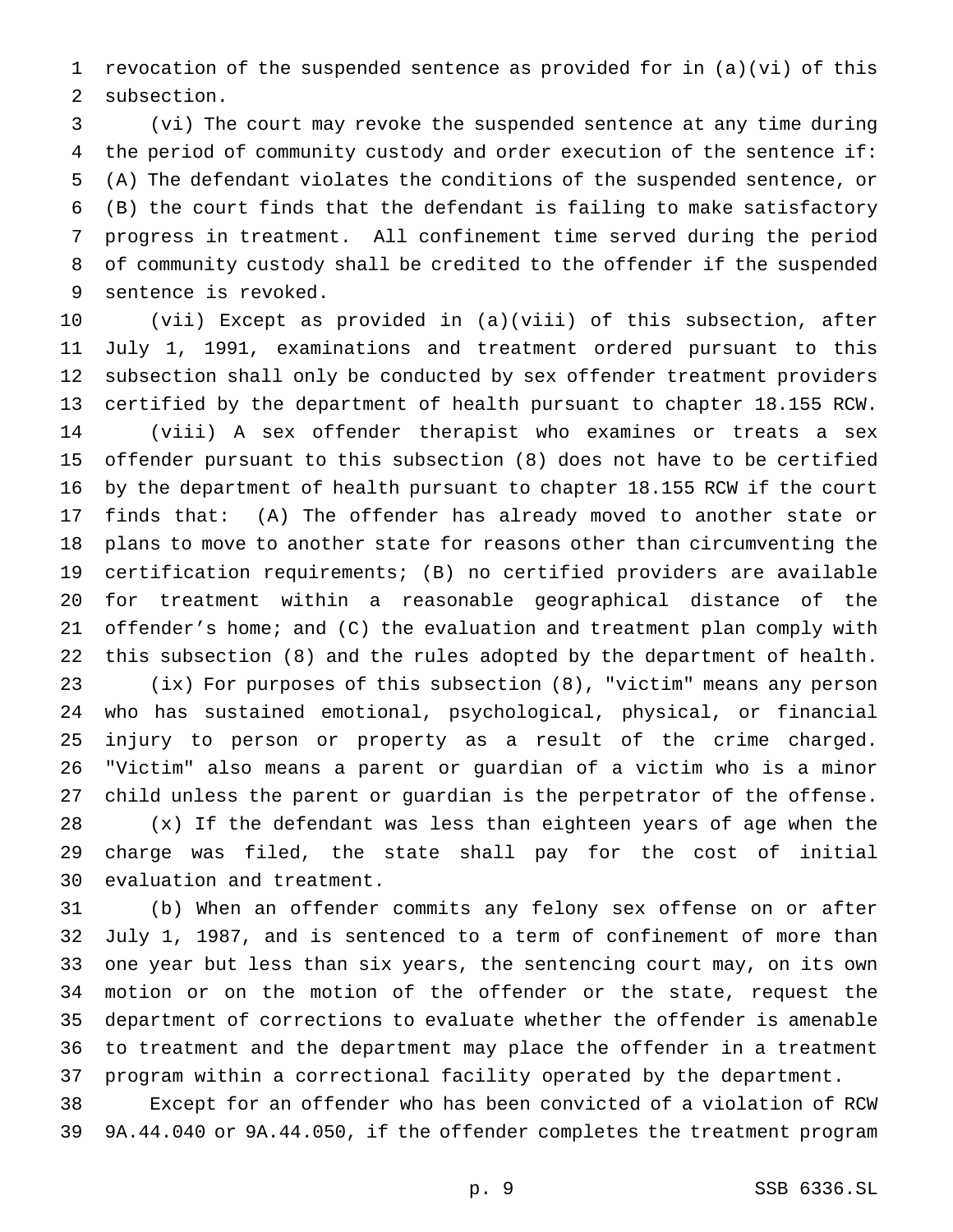revocation of the suspended sentence as provided for in (a)(vi) of this subsection.

(vi) The court may revoke the suspended sentence at any time during the period of community custody and order execution of the sentence if: (A) The defendant violates the conditions of the suspended sentence, or (B) the court finds that the defendant is failing to make satisfactory progress in treatment. All confinement time served during the period of community custody shall be credited to the offender if the suspended sentence is revoked.

(vii) Except as provided in (a)(viii) of this subsection, after July 1, 1991, examinations and treatment ordered pursuant to this subsection shall only be conducted by sex offender treatment providers certified by the department of health pursuant to chapter 18.155 RCW.

(viii) A sex offender therapist who examines or treats a sex offender pursuant to this subsection (8) does not have to be certified by the department of health pursuant to chapter 18.155 RCW if the court finds that: (A) The offender has already moved to another state or plans to move to another state for reasons other than circumventing the certification requirements; (B) no certified providers are available for treatment within a reasonable geographical distance of the offender's home; and (C) the evaluation and treatment plan comply with this subsection (8) and the rules adopted by the department of health.

(ix) For purposes of this subsection (8), "victim" means any person who has sustained emotional, psychological, physical, or financial injury to person or property as a result of the crime charged. "Victim" also means a parent or guardian of a victim who is a minor child unless the parent or guardian is the perpetrator of the offense.

(x) If the defendant was less than eighteen years of age when the charge was filed, the state shall pay for the cost of initial evaluation and treatment.

(b) When an offender commits any felony sex offense on or after July 1, 1987, and is sentenced to a term of confinement of more than one year but less than six years, the sentencing court may, on its own motion or on the motion of the offender or the state, request the department of corrections to evaluate whether the offender is amenable to treatment and the department may place the offender in a treatment program within a correctional facility operated by the department.

Except for an offender who has been convicted of a violation of RCW 9A.44.040 or 9A.44.050, if the offender completes the treatment program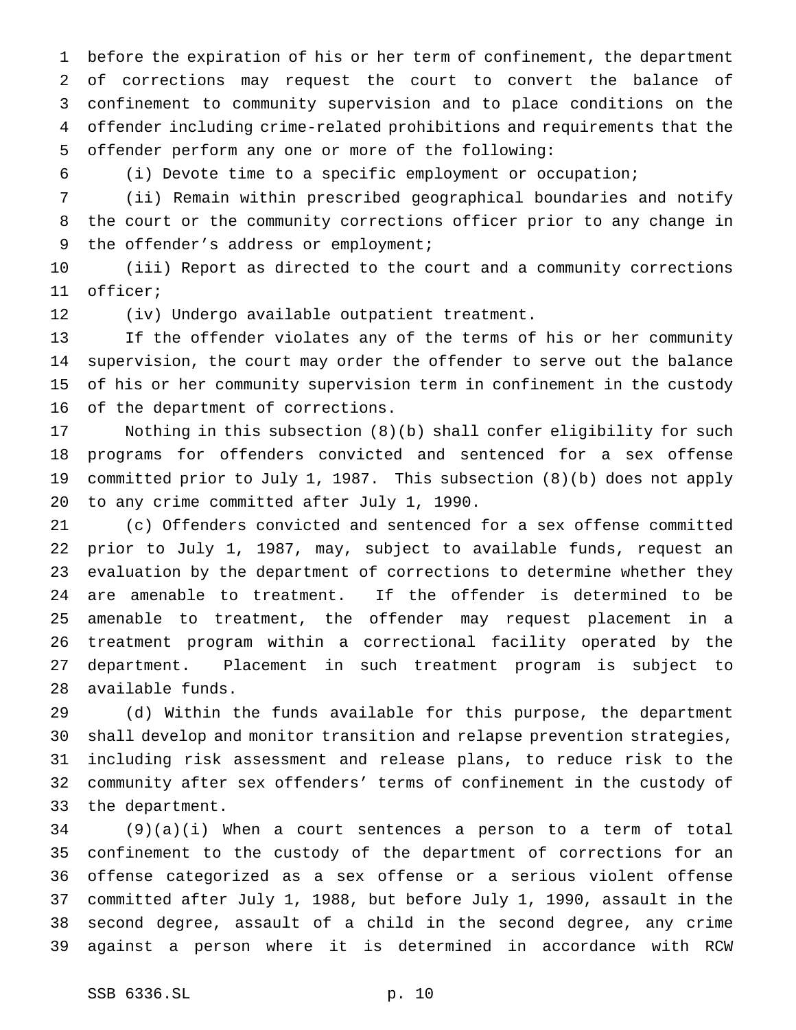before the expiration of his or her term of confinement, the department of corrections may request the court to convert the balance of confinement to community supervision and to place conditions on the offender including crime-related prohibitions and requirements that the offender perform any one or more of the following:

(i) Devote time to a specific employment or occupation;

(ii) Remain within prescribed geographical boundaries and notify the court or the community corrections officer prior to any change in the offender's address or employment;

(iii) Report as directed to the court and a community corrections officer;

(iv) Undergo available outpatient treatment.

If the offender violates any of the terms of his or her community supervision, the court may order the offender to serve out the balance of his or her community supervision term in confinement in the custody of the department of corrections.

Nothing in this subsection (8)(b) shall confer eligibility for such programs for offenders convicted and sentenced for a sex offense committed prior to July 1, 1987. This subsection (8)(b) does not apply to any crime committed after July 1, 1990.

(c) Offenders convicted and sentenced for a sex offense committed prior to July 1, 1987, may, subject to available funds, request an evaluation by the department of corrections to determine whether they are amenable to treatment. If the offender is determined to be amenable to treatment, the offender may request placement in a treatment program within a correctional facility operated by the department. Placement in such treatment program is subject to available funds.

(d) Within the funds available for this purpose, the department shall develop and monitor transition and relapse prevention strategies, including risk assessment and release plans, to reduce risk to the community after sex offenders' terms of confinement in the custody of the department.

(9)(a)(i) When a court sentences a person to a term of total confinement to the custody of the department of corrections for an offense categorized as a sex offense or a serious violent offense committed after July 1, 1988, but before July 1, 1990, assault in the second degree, assault of a child in the second degree, any crime against a person where it is determined in accordance with RCW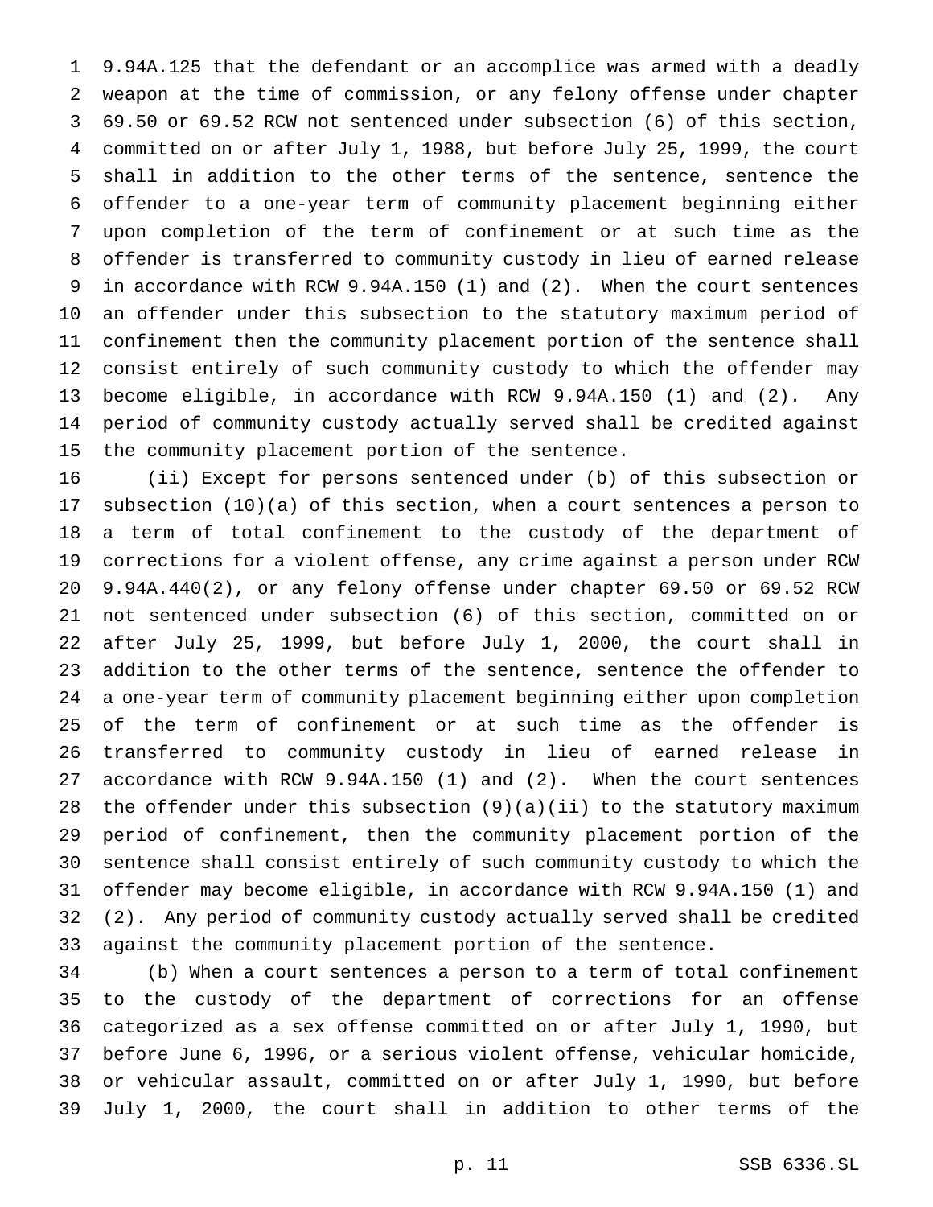9.94A.125 that the defendant or an accomplice was armed with a deadly weapon at the time of commission, or any felony offense under chapter 69.50 or 69.52 RCW not sentenced under subsection (6) of this section, committed on or after July 1, 1988, but before July 25, 1999, the court shall in addition to the other terms of the sentence, sentence the offender to a one-year term of community placement beginning either upon completion of the term of confinement or at such time as the offender is transferred to community custody in lieu of earned release in accordance with RCW 9.94A.150 (1) and (2). When the court sentences an offender under this subsection to the statutory maximum period of confinement then the community placement portion of the sentence shall consist entirely of such community custody to which the offender may become eligible, in accordance with RCW 9.94A.150 (1) and (2). Any period of community custody actually served shall be credited against the community placement portion of the sentence.

(ii) Except for persons sentenced under (b) of this subsection or subsection (10)(a) of this section, when a court sentences a person to a term of total confinement to the custody of the department of corrections for a violent offense, any crime against a person under RCW 9.94A.440(2), or any felony offense under chapter 69.50 or 69.52 RCW not sentenced under subsection (6) of this section, committed on or after July 25, 1999, but before July 1, 2000, the court shall in addition to the other terms of the sentence, sentence the offender to a one-year term of community placement beginning either upon completion of the term of confinement or at such time as the offender is transferred to community custody in lieu of earned release in accordance with RCW 9.94A.150 (1) and (2). When the court sentences the offender under this subsection (9)(a)(ii) to the statutory maximum period of confinement, then the community placement portion of the sentence shall consist entirely of such community custody to which the offender may become eligible, in accordance with RCW 9.94A.150 (1) and (2). Any period of community custody actually served shall be credited against the community placement portion of the sentence.

(b) When a court sentences a person to a term of total confinement to the custody of the department of corrections for an offense categorized as a sex offense committed on or after July 1, 1990, but before June 6, 1996, or a serious violent offense, vehicular homicide, or vehicular assault, committed on or after July 1, 1990, but before July 1, 2000, the court shall in addition to other terms of the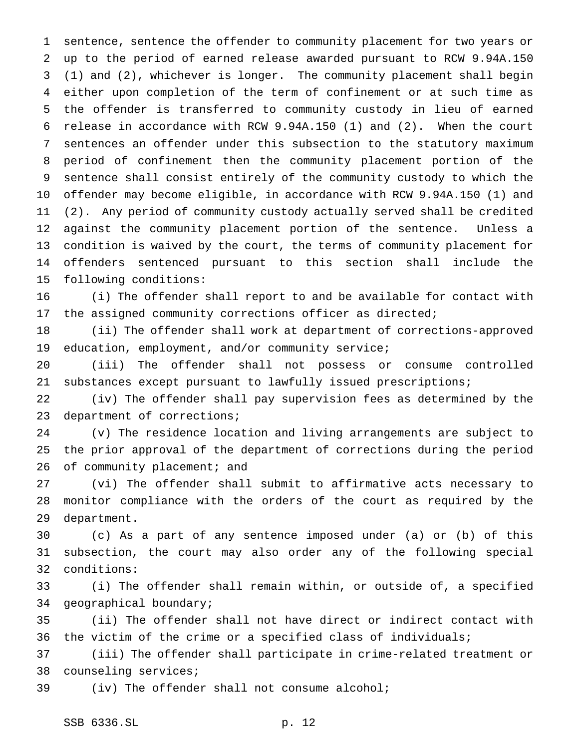sentence, sentence the offender to community placement for two years or up to the period of earned release awarded pursuant to RCW 9.94A.150 (1) and (2), whichever is longer. The community placement shall begin either upon completion of the term of confinement or at such time as the offender is transferred to community custody in lieu of earned release in accordance with RCW 9.94A.150 (1) and (2). When the court sentences an offender under this subsection to the statutory maximum period of confinement then the community placement portion of the sentence shall consist entirely of the community custody to which the offender may become eligible, in accordance with RCW 9.94A.150 (1) and (2). Any period of community custody actually served shall be credited against the community placement portion of the sentence. Unless a condition is waived by the court, the terms of community placement for offenders sentenced pursuant to this section shall include the following conditions:

(i) The offender shall report to and be available for contact with the assigned community corrections officer as directed;

(ii) The offender shall work at department of corrections-approved education, employment, and/or community service;

(iii) The offender shall not possess or consume controlled substances except pursuant to lawfully issued prescriptions;

(iv) The offender shall pay supervision fees as determined by the department of corrections;

(v) The residence location and living arrangements are subject to the prior approval of the department of corrections during the period of community placement; and

(vi) The offender shall submit to affirmative acts necessary to monitor compliance with the orders of the court as required by the department.

(c) As a part of any sentence imposed under (a) or (b) of this subsection, the court may also order any of the following special conditions:

(i) The offender shall remain within, or outside of, a specified geographical boundary;

(ii) The offender shall not have direct or indirect contact with the victim of the crime or a specified class of individuals;

(iii) The offender shall participate in crime-related treatment or counseling services;

(iv) The offender shall not consume alcohol;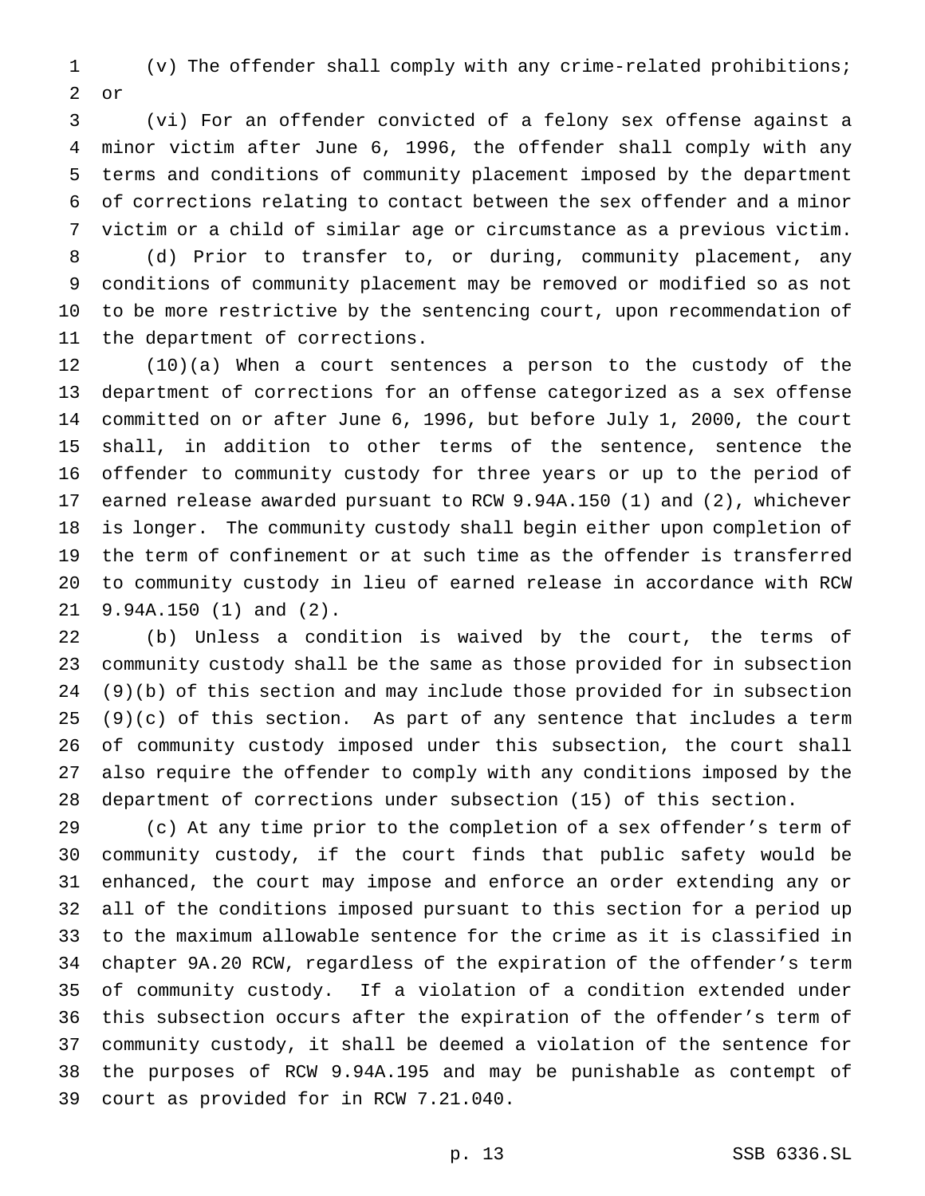(v) The offender shall comply with any crime-related prohibitions; or

(vi) For an offender convicted of a felony sex offense against a minor victim after June 6, 1996, the offender shall comply with any terms and conditions of community placement imposed by the department of corrections relating to contact between the sex offender and a minor victim or a child of similar age or circumstance as a previous victim.

(d) Prior to transfer to, or during, community placement, any conditions of community placement may be removed or modified so as not to be more restrictive by the sentencing court, upon recommendation of the department of corrections.

(10)(a) When a court sentences a person to the custody of the department of corrections for an offense categorized as a sex offense committed on or after June 6, 1996, but before July 1, 2000, the court shall, in addition to other terms of the sentence, sentence the offender to community custody for three years or up to the period of earned release awarded pursuant to RCW 9.94A.150 (1) and (2), whichever is longer. The community custody shall begin either upon completion of the term of confinement or at such time as the offender is transferred to community custody in lieu of earned release in accordance with RCW 9.94A.150 (1) and (2).

(b) Unless a condition is waived by the court, the terms of community custody shall be the same as those provided for in subsection (9)(b) of this section and may include those provided for in subsection (9)(c) of this section. As part of any sentence that includes a term of community custody imposed under this subsection, the court shall also require the offender to comply with any conditions imposed by the department of corrections under subsection (15) of this section.

(c) At any time prior to the completion of a sex offender's term of community custody, if the court finds that public safety would be enhanced, the court may impose and enforce an order extending any or all of the conditions imposed pursuant to this section for a period up to the maximum allowable sentence for the crime as it is classified in chapter 9A.20 RCW, regardless of the expiration of the offender's term of community custody. If a violation of a condition extended under this subsection occurs after the expiration of the offender's term of community custody, it shall be deemed a violation of the sentence for the purposes of RCW 9.94A.195 and may be punishable as contempt of court as provided for in RCW 7.21.040.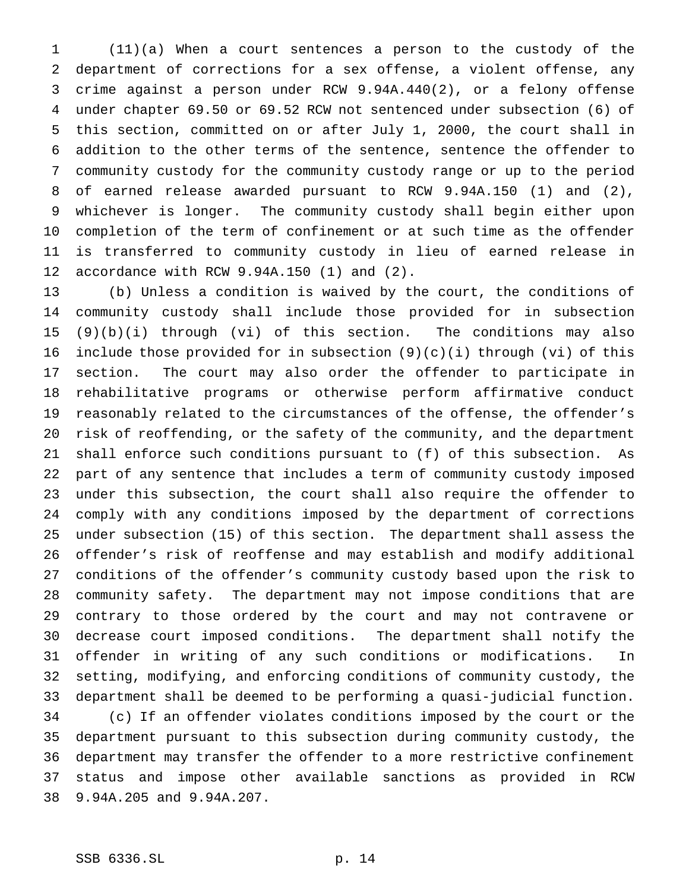(11)(a) When a court sentences a person to the custody of the department of corrections for a sex offense, a violent offense, any crime against a person under RCW 9.94A.440(2), or a felony offense under chapter 69.50 or 69.52 RCW not sentenced under subsection (6) of this section, committed on or after July 1, 2000, the court shall in addition to the other terms of the sentence, sentence the offender to community custody for the community custody range or up to the period of earned release awarded pursuant to RCW 9.94A.150 (1) and (2), whichever is longer. The community custody shall begin either upon completion of the term of confinement or at such time as the offender is transferred to community custody in lieu of earned release in accordance with RCW 9.94A.150 (1) and (2).

(b) Unless a condition is waived by the court, the conditions of community custody shall include those provided for in subsection (9)(b)(i) through (vi) of this section. The conditions may also include those provided for in subsection (9)(c)(i) through (vi) of this section. The court may also order the offender to participate in rehabilitative programs or otherwise perform affirmative conduct reasonably related to the circumstances of the offense, the offender's risk of reoffending, or the safety of the community, and the department shall enforce such conditions pursuant to (f) of this subsection. As part of any sentence that includes a term of community custody imposed under this subsection, the court shall also require the offender to comply with any conditions imposed by the department of corrections under subsection (15) of this section. The department shall assess the offender's risk of reoffense and may establish and modify additional conditions of the offender's community custody based upon the risk to community safety. The department may not impose conditions that are contrary to those ordered by the court and may not contravene or decrease court imposed conditions. The department shall notify the offender in writing of any such conditions or modifications. In setting, modifying, and enforcing conditions of community custody, the department shall be deemed to be performing a quasi-judicial function.

(c) If an offender violates conditions imposed by the court or the department pursuant to this subsection during community custody, the department may transfer the offender to a more restrictive confinement status and impose other available sanctions as provided in RCW 9.94A.205 and 9.94A.207.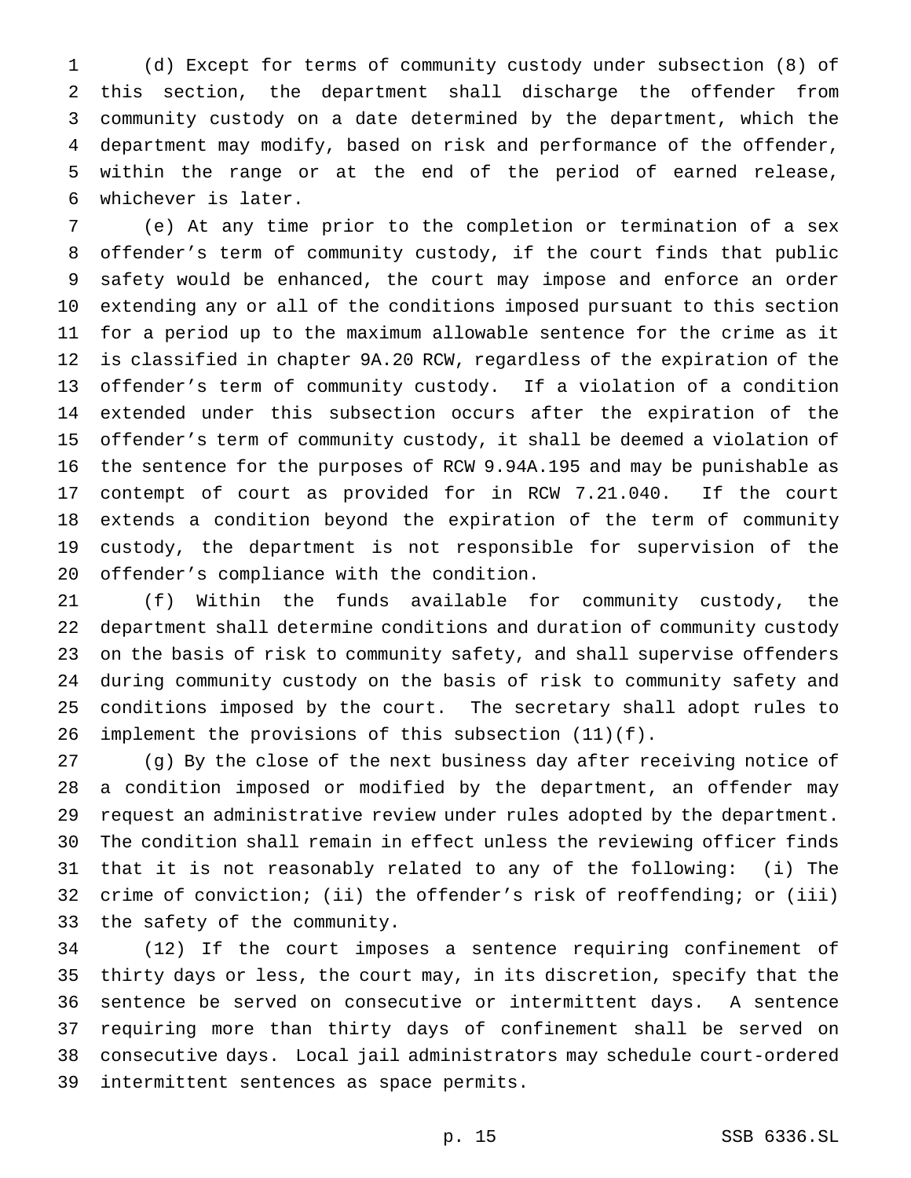(d) Except for terms of community custody under subsection (8) of this section, the department shall discharge the offender from community custody on a date determined by the department, which the department may modify, based on risk and performance of the offender, within the range or at the end of the period of earned release, whichever is later.

(e) At any time prior to the completion or termination of a sex offender's term of community custody, if the court finds that public safety would be enhanced, the court may impose and enforce an order extending any or all of the conditions imposed pursuant to this section for a period up to the maximum allowable sentence for the crime as it is classified in chapter 9A.20 RCW, regardless of the expiration of the offender's term of community custody. If a violation of a condition extended under this subsection occurs after the expiration of the offender's term of community custody, it shall be deemed a violation of the sentence for the purposes of RCW 9.94A.195 and may be punishable as contempt of court as provided for in RCW 7.21.040. If the court extends a condition beyond the expiration of the term of community custody, the department is not responsible for supervision of the offender's compliance with the condition.

(f) Within the funds available for community custody, the department shall determine conditions and duration of community custody on the basis of risk to community safety, and shall supervise offenders during community custody on the basis of risk to community safety and conditions imposed by the court. The secretary shall adopt rules to implement the provisions of this subsection (11)(f).

(g) By the close of the next business day after receiving notice of a condition imposed or modified by the department, an offender may request an administrative review under rules adopted by the department. The condition shall remain in effect unless the reviewing officer finds that it is not reasonably related to any of the following: (i) The crime of conviction; (ii) the offender's risk of reoffending; or (iii) the safety of the community.

(12) If the court imposes a sentence requiring confinement of thirty days or less, the court may, in its discretion, specify that the sentence be served on consecutive or intermittent days. A sentence requiring more than thirty days of confinement shall be served on consecutive days. Local jail administrators may schedule court-ordered intermittent sentences as space permits.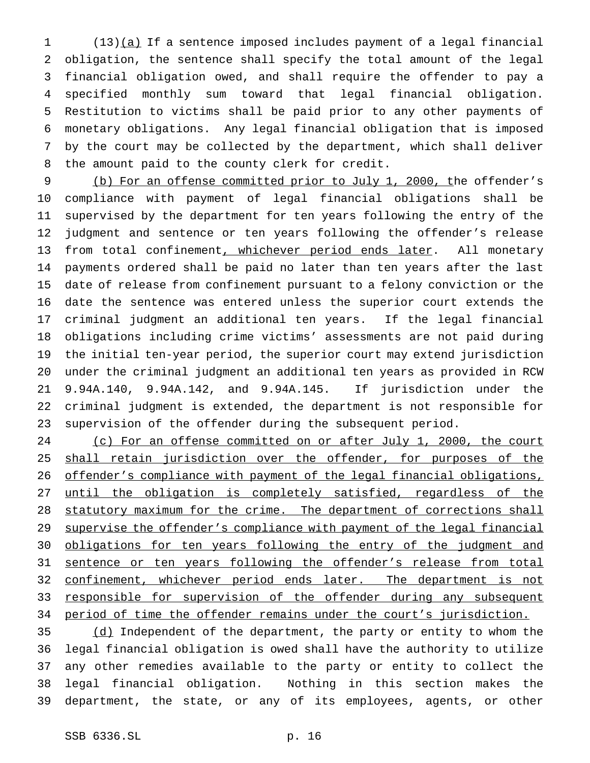(13)(a) If a sentence imposed includes payment of a legal financial obligation, the sentence shall specify the total amount of the legal financial obligation owed, and shall require the offender to pay a specified monthly sum toward that legal financial obligation. Restitution to victims shall be paid prior to any other payments of monetary obligations. Any legal financial obligation that is imposed by the court may be collected by the department, which shall deliver the amount paid to the county clerk for credit.

(b) For an offense committed prior to July 1, 2000, the offender's compliance with payment of legal financial obligations shall be supervised by the department for ten years following the entry of the judgment and sentence or ten years following the offender's release from total confinement, whichever period ends later. All monetary payments ordered shall be paid no later than ten years after the last date of release from confinement pursuant to a felony conviction or the date the sentence was entered unless the superior court extends the criminal judgment an additional ten years. If the legal financial obligations including crime victims' assessments are not paid during the initial ten-year period, the superior court may extend jurisdiction under the criminal judgment an additional ten years as provided in RCW 9.94A.140, 9.94A.142, and 9.94A.145. If jurisdiction under the criminal judgment is extended, the department is not responsible for supervision of the offender during the subsequent period.

(c) For an offense committed on or after July 1, 2000, the court shall retain jurisdiction over the offender, for purposes of the offender's compliance with payment of the legal financial obligations, until the obligation is completely satisfied, regardless of the statutory maximum for the crime. The department of corrections shall supervise the offender's compliance with payment of the legal financial obligations for ten years following the entry of the judgment and sentence or ten years following the offender's release from total confinement, whichever period ends later. The department is not responsible for supervision of the offender during any subsequent period of time the offender remains under the court's jurisdiction.

(d) Independent of the department, the party or entity to whom the legal financial obligation is owed shall have the authority to utilize any other remedies available to the party or entity to collect the legal financial obligation. Nothing in this section makes the department, the state, or any of its employees, agents, or other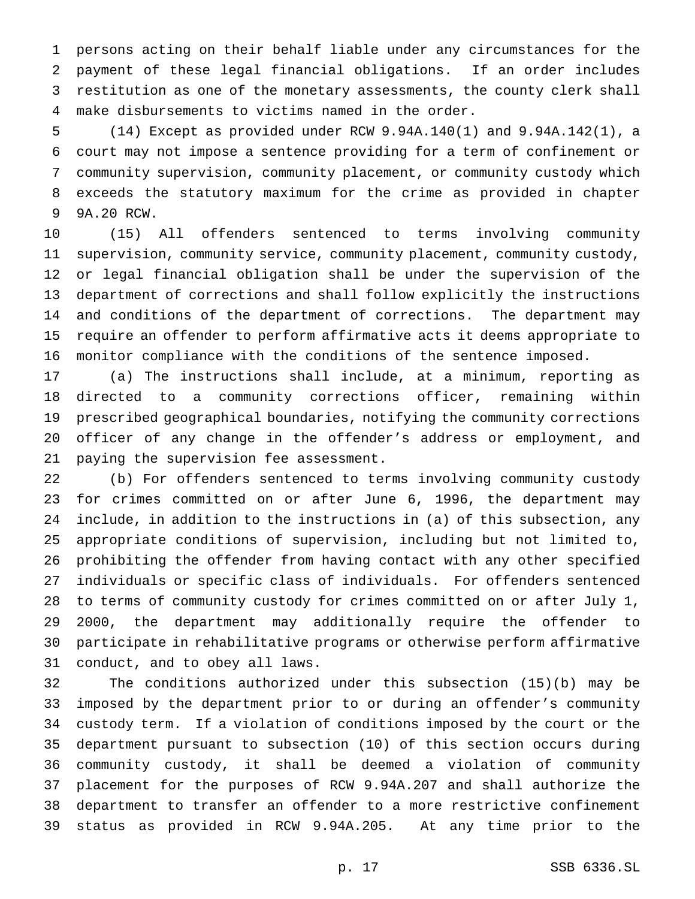persons acting on their behalf liable under any circumstances for the payment of these legal financial obligations. If an order includes restitution as one of the monetary assessments, the county clerk shall make disbursements to victims named in the order.

(14) Except as provided under RCW 9.94A.140(1) and 9.94A.142(1), a court may not impose a sentence providing for a term of confinement or community supervision, community placement, or community custody which exceeds the statutory maximum for the crime as provided in chapter 9A.20 RCW.

(15) All offenders sentenced to terms involving community supervision, community service, community placement, community custody, or legal financial obligation shall be under the supervision of the department of corrections and shall follow explicitly the instructions and conditions of the department of corrections. The department may require an offender to perform affirmative acts it deems appropriate to monitor compliance with the conditions of the sentence imposed.

(a) The instructions shall include, at a minimum, reporting as directed to a community corrections officer, remaining within prescribed geographical boundaries, notifying the community corrections officer of any change in the offender's address or employment, and paying the supervision fee assessment.

(b) For offenders sentenced to terms involving community custody for crimes committed on or after June 6, 1996, the department may include, in addition to the instructions in (a) of this subsection, any appropriate conditions of supervision, including but not limited to, prohibiting the offender from having contact with any other specified individuals or specific class of individuals. For offenders sentenced to terms of community custody for crimes committed on or after July 1, 2000, the department may additionally require the offender to participate in rehabilitative programs or otherwise perform affirmative conduct, and to obey all laws.

The conditions authorized under this subsection (15)(b) may be imposed by the department prior to or during an offender's community custody term. If a violation of conditions imposed by the court or the department pursuant to subsection (10) of this section occurs during community custody, it shall be deemed a violation of community placement for the purposes of RCW 9.94A.207 and shall authorize the department to transfer an offender to a more restrictive confinement status as provided in RCW 9.94A.205. At any time prior to the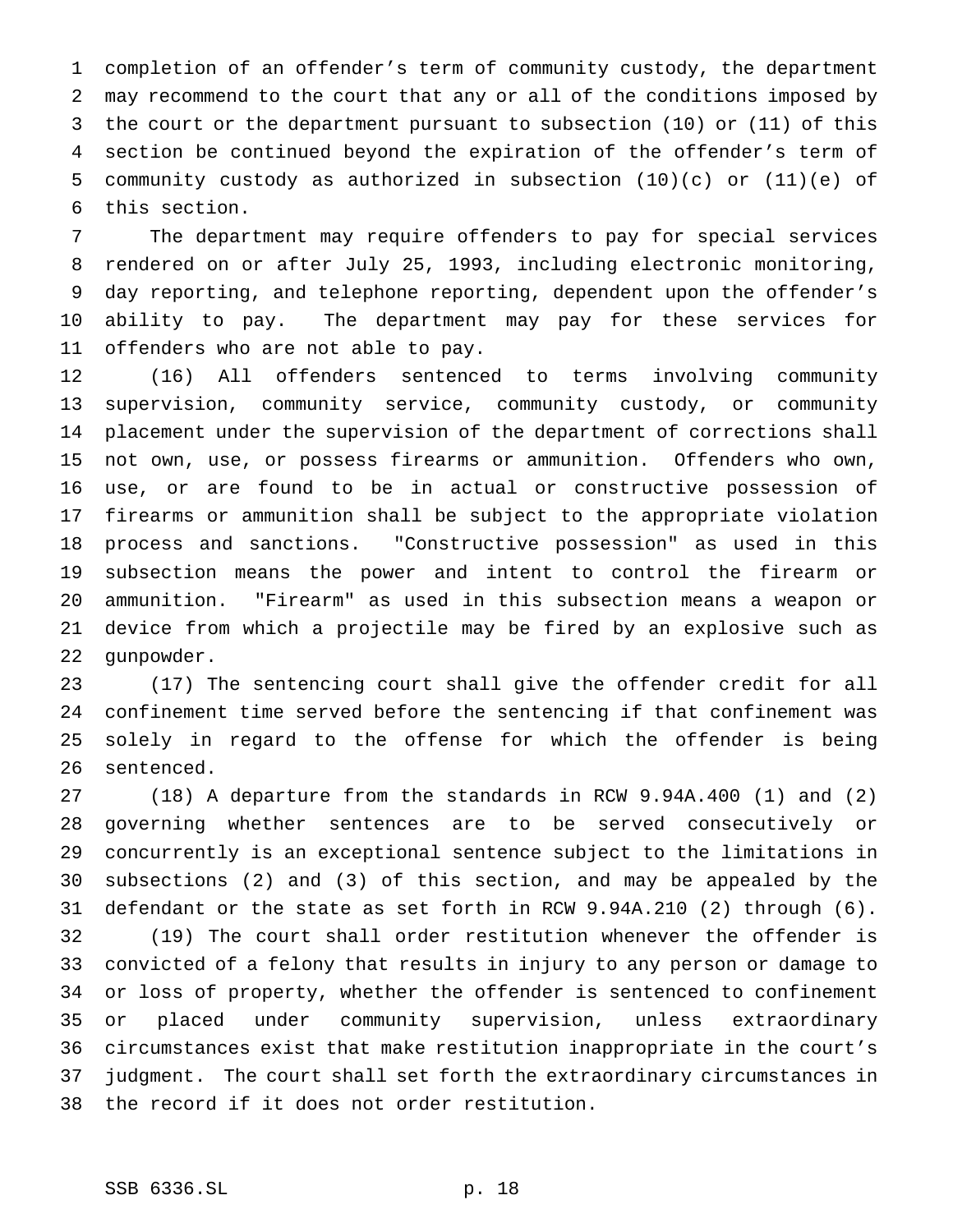completion of an offender's term of community custody, the department may recommend to the court that any or all of the conditions imposed by the court or the department pursuant to subsection (10) or (11) of this section be continued beyond the expiration of the offender's term of community custody as authorized in subsection (10)(c) or (11)(e) of this section.

The department may require offenders to pay for special services rendered on or after July 25, 1993, including electronic monitoring, day reporting, and telephone reporting, dependent upon the offender's ability to pay. The department may pay for these services for offenders who are not able to pay.

(16) All offenders sentenced to terms involving community supervision, community service, community custody, or community placement under the supervision of the department of corrections shall not own, use, or possess firearms or ammunition. Offenders who own, use, or are found to be in actual or constructive possession of firearms or ammunition shall be subject to the appropriate violation process and sanctions. "Constructive possession" as used in this subsection means the power and intent to control the firearm or ammunition. "Firearm" as used in this subsection means a weapon or device from which a projectile may be fired by an explosive such as gunpowder.

(17) The sentencing court shall give the offender credit for all confinement time served before the sentencing if that confinement was solely in regard to the offense for which the offender is being sentenced.

(18) A departure from the standards in RCW 9.94A.400 (1) and (2) governing whether sentences are to be served consecutively or concurrently is an exceptional sentence subject to the limitations in subsections (2) and (3) of this section, and may be appealed by the defendant or the state as set forth in RCW 9.94A.210 (2) through (6).

(19) The court shall order restitution whenever the offender is convicted of a felony that results in injury to any person or damage to or loss of property, whether the offender is sentenced to confinement or placed under community supervision, unless extraordinary circumstances exist that make restitution inappropriate in the court's judgment. The court shall set forth the extraordinary circumstances in the record if it does not order restitution.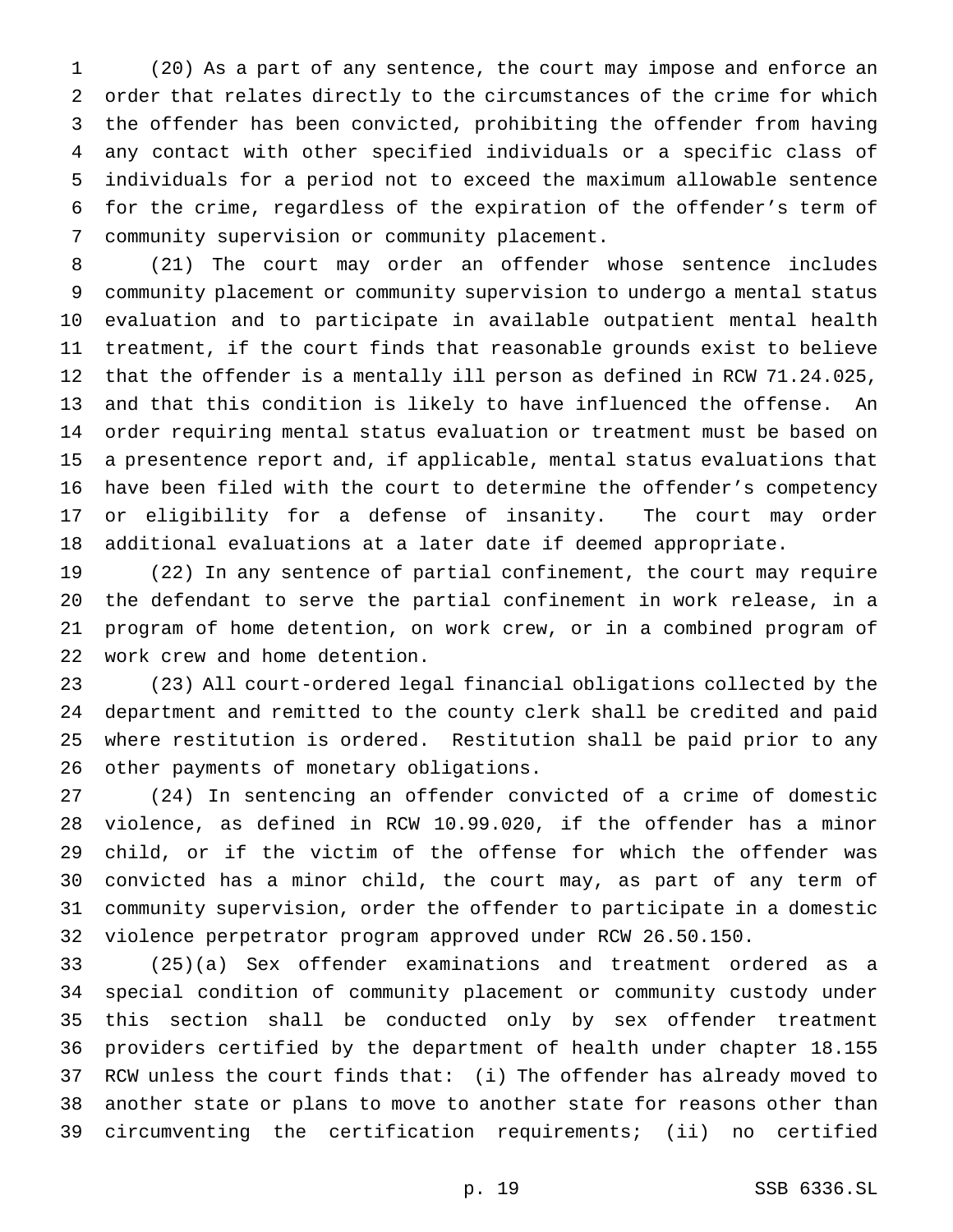(20) As a part of any sentence, the court may impose and enforce an order that relates directly to the circumstances of the crime for which the offender has been convicted, prohibiting the offender from having any contact with other specified individuals or a specific class of individuals for a period not to exceed the maximum allowable sentence for the crime, regardless of the expiration of the offender's term of community supervision or community placement.

(21) The court may order an offender whose sentence includes community placement or community supervision to undergo a mental status evaluation and to participate in available outpatient mental health treatment, if the court finds that reasonable grounds exist to believe that the offender is a mentally ill person as defined in RCW 71.24.025, and that this condition is likely to have influenced the offense. An order requiring mental status evaluation or treatment must be based on a presentence report and, if applicable, mental status evaluations that have been filed with the court to determine the offender's competency or eligibility for a defense of insanity. The court may order additional evaluations at a later date if deemed appropriate.

(22) In any sentence of partial confinement, the court may require the defendant to serve the partial confinement in work release, in a program of home detention, on work crew, or in a combined program of work crew and home detention.

(23) All court-ordered legal financial obligations collected by the department and remitted to the county clerk shall be credited and paid where restitution is ordered. Restitution shall be paid prior to any other payments of monetary obligations.

(24) In sentencing an offender convicted of a crime of domestic violence, as defined in RCW 10.99.020, if the offender has a minor child, or if the victim of the offense for which the offender was convicted has a minor child, the court may, as part of any term of community supervision, order the offender to participate in a domestic violence perpetrator program approved under RCW 26.50.150.

(25)(a) Sex offender examinations and treatment ordered as a special condition of community placement or community custody under this section shall be conducted only by sex offender treatment providers certified by the department of health under chapter 18.155 RCW unless the court finds that: (i) The offender has already moved to another state or plans to move to another state for reasons other than circumventing the certification requirements; (ii) no certified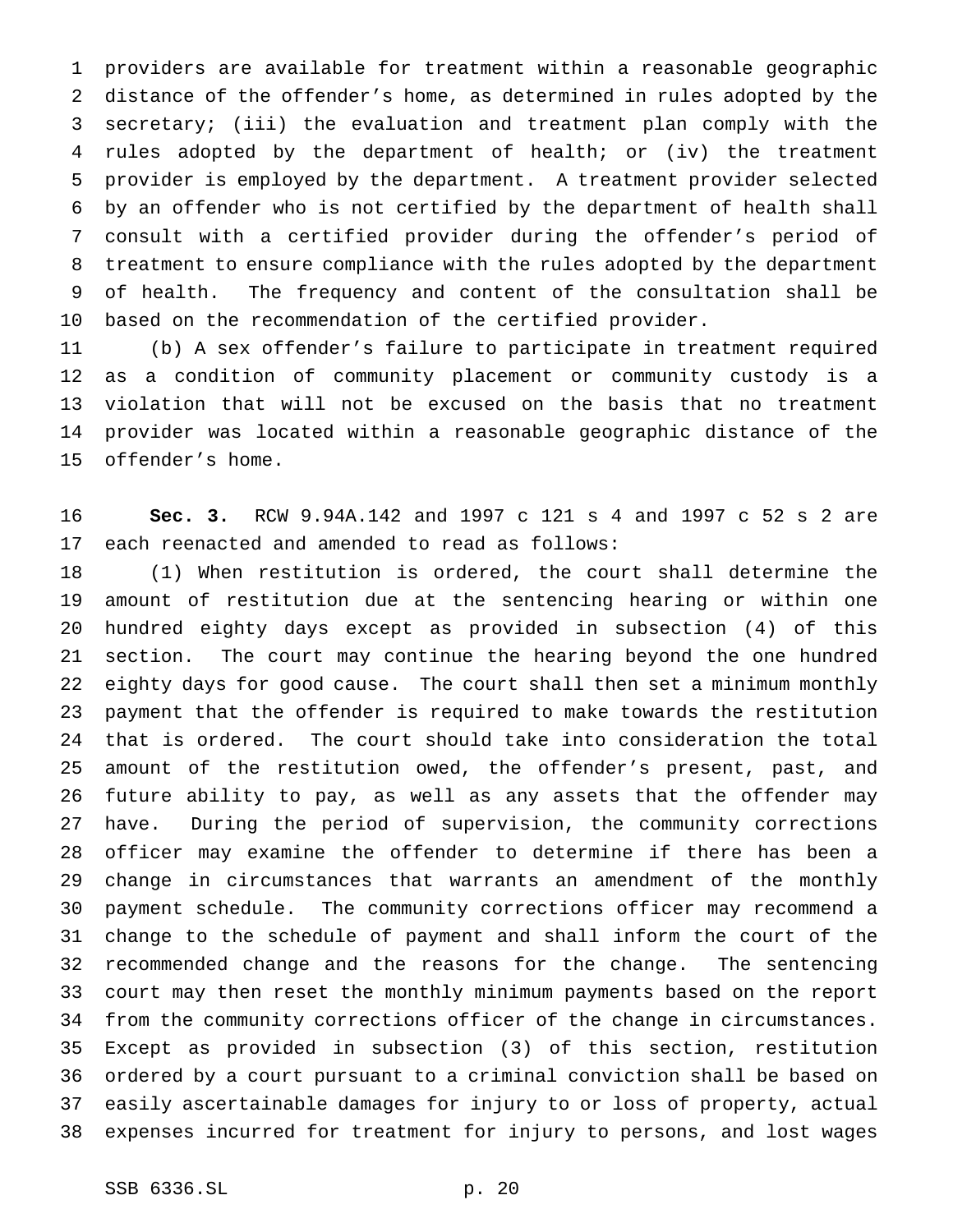providers are available for treatment within a reasonable geographic distance of the offender's home, as determined in rules adopted by the secretary; (iii) the evaluation and treatment plan comply with the rules adopted by the department of health; or (iv) the treatment provider is employed by the department. A treatment provider selected by an offender who is not certified by the department of health shall consult with a certified provider during the offender's period of treatment to ensure compliance with the rules adopted by the department of health. The frequency and content of the consultation shall be based on the recommendation of the certified provider.

(b) A sex offender's failure to participate in treatment required as a condition of community placement or community custody is a violation that will not be excused on the basis that no treatment provider was located within a reasonable geographic distance of the offender's home.

**Sec. 3.** RCW 9.94A.142 and 1997 c 121 s 4 and 1997 c 52 s 2 are each reenacted and amended to read as follows:

(1) When restitution is ordered, the court shall determine the amount of restitution due at the sentencing hearing or within one hundred eighty days except as provided in subsection (4) of this section. The court may continue the hearing beyond the one hundred eighty days for good cause. The court shall then set a minimum monthly payment that the offender is required to make towards the restitution that is ordered. The court should take into consideration the total amount of the restitution owed, the offender's present, past, and future ability to pay, as well as any assets that the offender may have. During the period of supervision, the community corrections officer may examine the offender to determine if there has been a change in circumstances that warrants an amendment of the monthly payment schedule. The community corrections officer may recommend a change to the schedule of payment and shall inform the court of the recommended change and the reasons for the change. The sentencing court may then reset the monthly minimum payments based on the report from the community corrections officer of the change in circumstances. Except as provided in subsection (3) of this section, restitution ordered by a court pursuant to a criminal conviction shall be based on easily ascertainable damages for injury to or loss of property, actual expenses incurred for treatment for injury to persons, and lost wages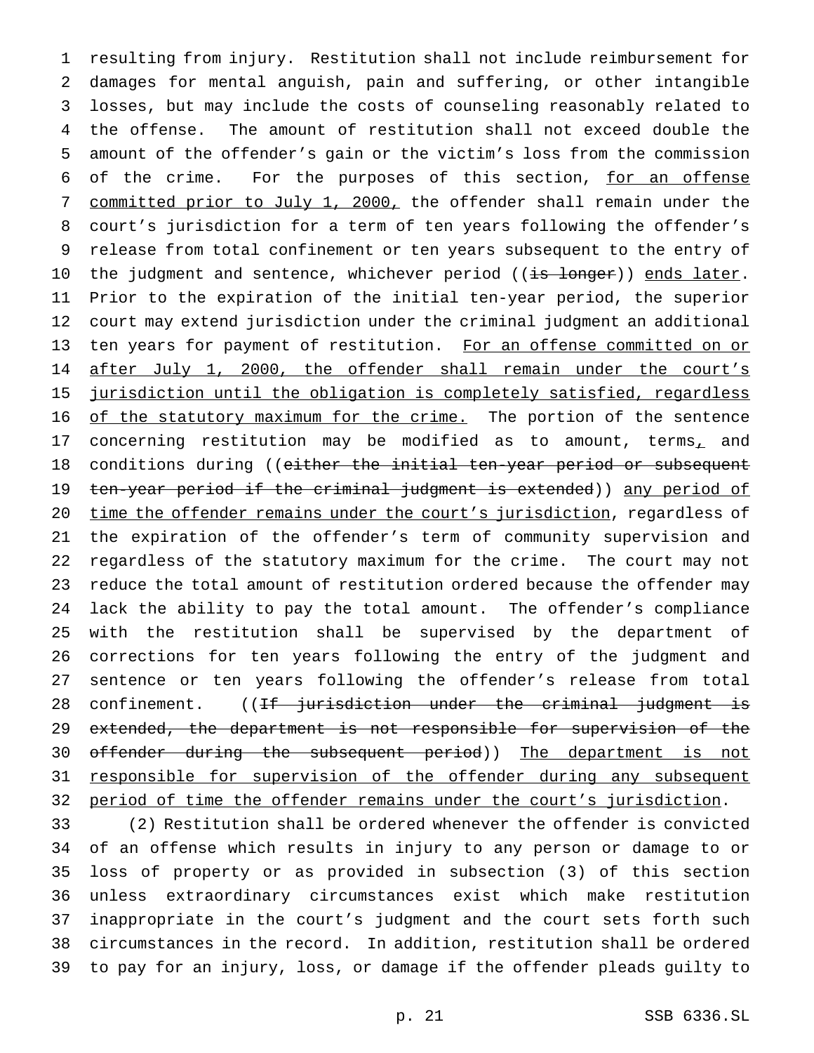resulting from injury. Restitution shall not include reimbursement for damages for mental anguish, pain and suffering, or other intangible losses, but may include the costs of counseling reasonably related to the offense. The amount of restitution shall not exceed double the amount of the offender's gain or the victim's loss from the commission of the crime. For the purposes of this section, <u>for an offense committed prior to July 1, 2000,</u> the offender shall remain under the court's jurisdiction for a term of ten years following the offender's release from total confinement or ten years subsequent to the entry of the judgment and sentence, whichever period ((~~is longer~~)) <u>ends later</u>. Prior to the expiration of the initial ten-year period, the superior court may extend jurisdiction under the criminal judgment an additional ten years for payment of restitution. <u>For an offense committed on or after July 1, 2000, the offender shall remain under the court's jurisdiction until the obligation is completely satisfied, regardless of the statutory maximum for the crime.</u> The portion of the sentence concerning restitution may be modified as to amount, terms<u>,</u> and conditions during ((~~either the initial ten-year period or subsequent ten-year period if the criminal judgment is extended~~)) <u>any period of time the offender remains under the court's jurisdiction</u>, regardless of the expiration of the offender's term of community supervision and regardless of the statutory maximum for the crime. The court may not reduce the total amount of restitution ordered because the offender may lack the ability to pay the total amount. The offender's compliance with the restitution shall be supervised by the department of corrections for ten years following the entry of the judgment and sentence or ten years following the offender's release from total confinement. ((~~If jurisdiction under the criminal judgment is extended, the department is not responsible for supervision of the offender during the subsequent period~~)) <u>The department is not responsible for supervision of the offender during any subsequent period of time the offender remains under the court's jurisdiction</u>.

(2) Restitution shall be ordered whenever the offender is convicted of an offense which results in injury to any person or damage to or loss of property or as provided in subsection (3) of this section unless extraordinary circumstances exist which make restitution inappropriate in the court's judgment and the court sets forth such circumstances in the record. In addition, restitution shall be ordered to pay for an injury, loss, or damage if the offender pleads guilty to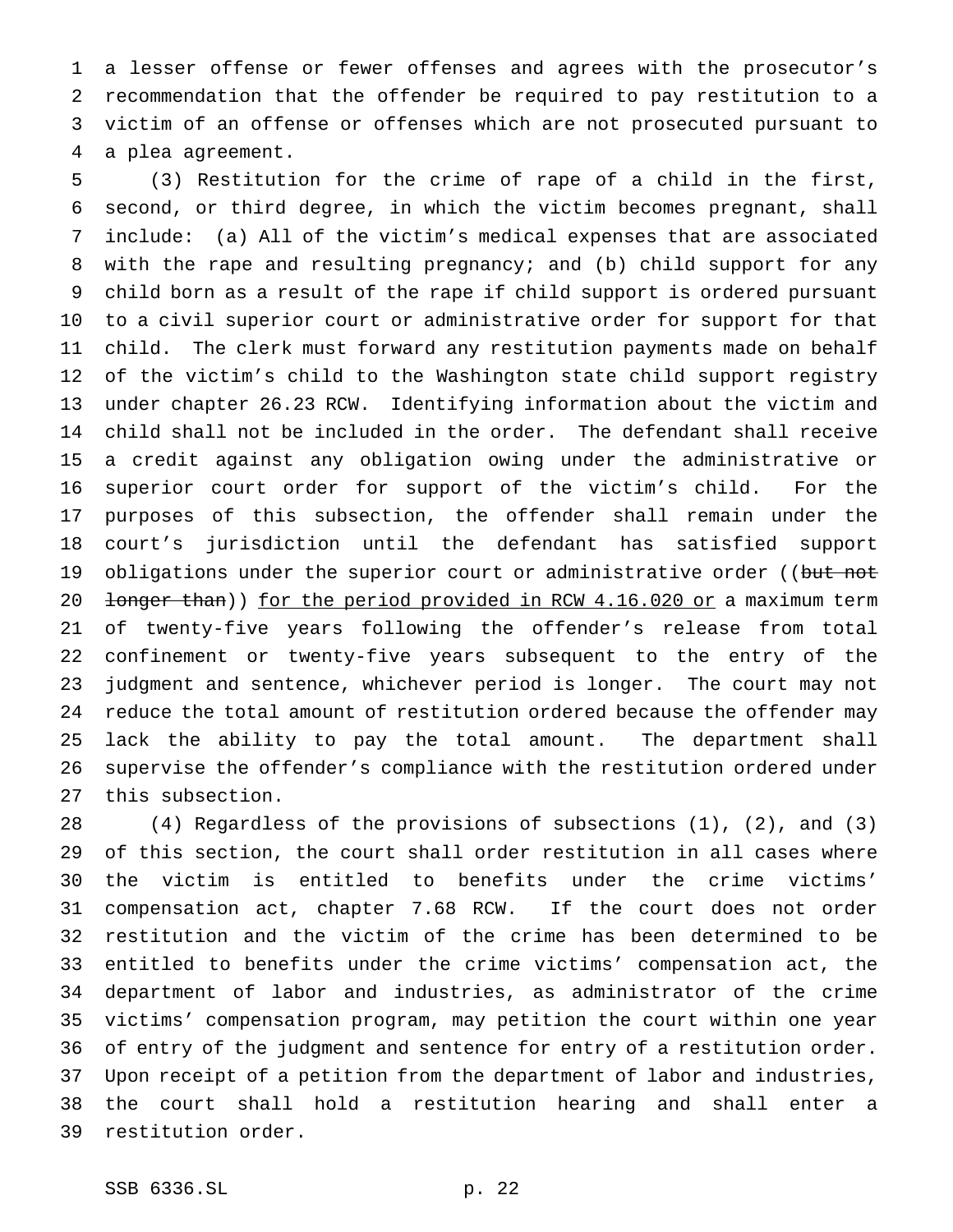a lesser offense or fewer offenses and agrees with the prosecutor's recommendation that the offender be required to pay restitution to a victim of an offense or offenses which are not prosecuted pursuant to a plea agreement.

(3) Restitution for the crime of rape of a child in the first, second, or third degree, in which the victim becomes pregnant, shall include: (a) All of the victim's medical expenses that are associated with the rape and resulting pregnancy; and (b) child support for any child born as a result of the rape if child support is ordered pursuant to a civil superior court or administrative order for support for that child. The clerk must forward any restitution payments made on behalf of the victim's child to the Washington state child support registry under chapter 26.23 RCW. Identifying information about the victim and child shall not be included in the order. The defendant shall receive a credit against any obligation owing under the administrative or superior court order for support of the victim's child. For the purposes of this subsection, the offender shall remain under the court's jurisdiction until the defendant has satisfied support obligations under the superior court or administrative order ((~~but not longer than~~)) <u>for the period provided in RCW 4.16.020 or</u> a maximum term of twenty-five years following the offender's release from total confinement or twenty-five years subsequent to the entry of the judgment and sentence, whichever period is longer. The court may not reduce the total amount of restitution ordered because the offender may lack the ability to pay the total amount. The department shall supervise the offender's compliance with the restitution ordered under this subsection.

(4) Regardless of the provisions of subsections (1), (2), and (3) of this section, the court shall order restitution in all cases where the victim is entitled to benefits under the crime victims' compensation act, chapter 7.68 RCW. If the court does not order restitution and the victim of the crime has been determined to be entitled to benefits under the crime victims' compensation act, the department of labor and industries, as administrator of the crime victims' compensation program, may petition the court within one year of entry of the judgment and sentence for entry of a restitution order. Upon receipt of a petition from the department of labor and industries, the court shall hold a restitution hearing and shall enter a restitution order.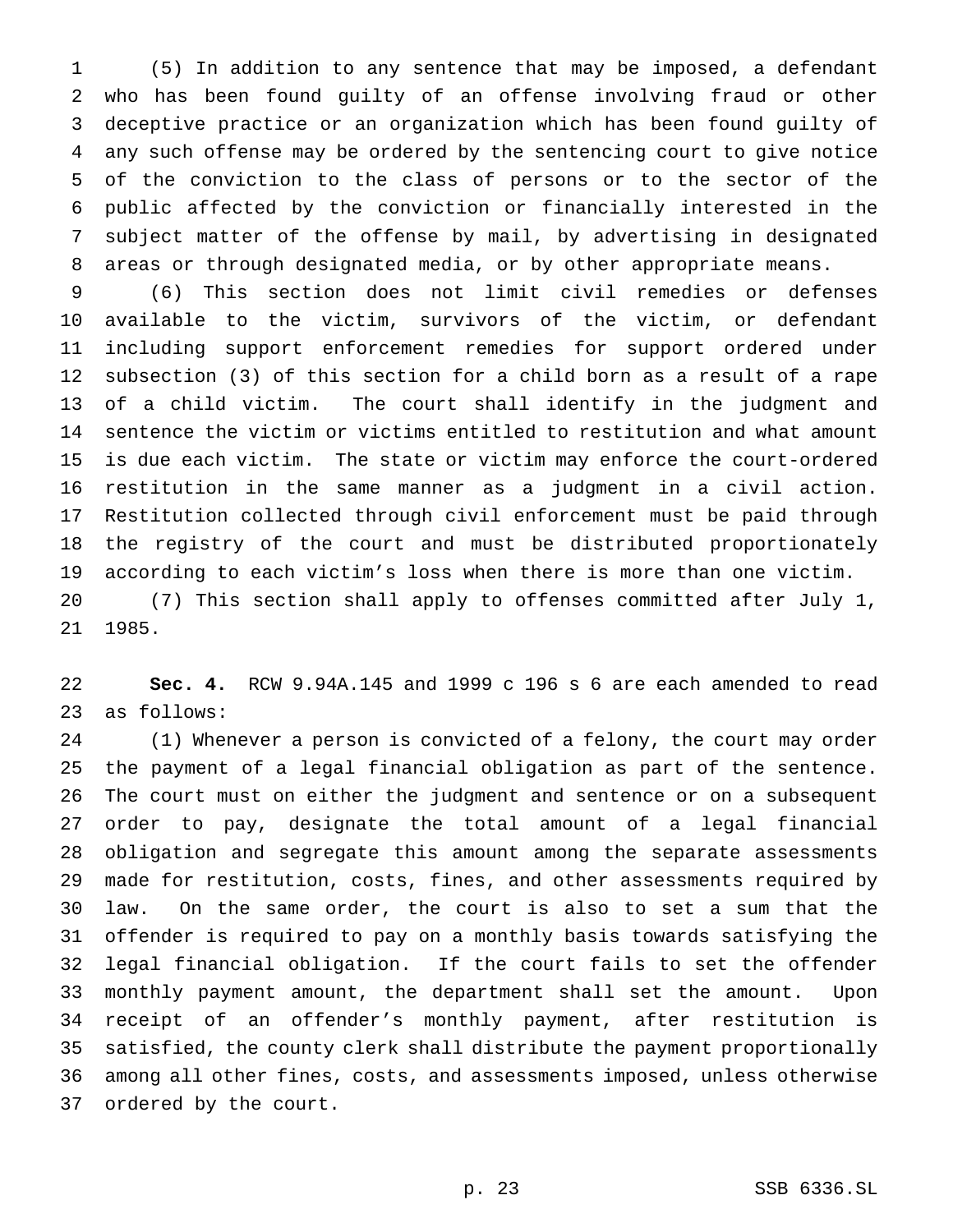(5) In addition to any sentence that may be imposed, a defendant who has been found guilty of an offense involving fraud or other deceptive practice or an organization which has been found guilty of any such offense may be ordered by the sentencing court to give notice of the conviction to the class of persons or to the sector of the public affected by the conviction or financially interested in the subject matter of the offense by mail, by advertising in designated areas or through designated media, or by other appropriate means.

(6) This section does not limit civil remedies or defenses available to the victim, survivors of the victim, or defendant including support enforcement remedies for support ordered under subsection (3) of this section for a child born as a result of a rape of a child victim. The court shall identify in the judgment and sentence the victim or victims entitled to restitution and what amount is due each victim. The state or victim may enforce the court-ordered restitution in the same manner as a judgment in a civil action. Restitution collected through civil enforcement must be paid through the registry of the court and must be distributed proportionately according to each victim's loss when there is more than one victim.

(7) This section shall apply to offenses committed after July 1, 1985.

**Sec. 4.** RCW 9.94A.145 and 1999 c 196 s 6 are each amended to read as follows:

(1) Whenever a person is convicted of a felony, the court may order the payment of a legal financial obligation as part of the sentence. The court must on either the judgment and sentence or on a subsequent order to pay, designate the total amount of a legal financial obligation and segregate this amount among the separate assessments made for restitution, costs, fines, and other assessments required by law. On the same order, the court is also to set a sum that the offender is required to pay on a monthly basis towards satisfying the legal financial obligation. If the court fails to set the offender monthly payment amount, the department shall set the amount. Upon receipt of an offender's monthly payment, after restitution is satisfied, the county clerk shall distribute the payment proportionally among all other fines, costs, and assessments imposed, unless otherwise ordered by the court.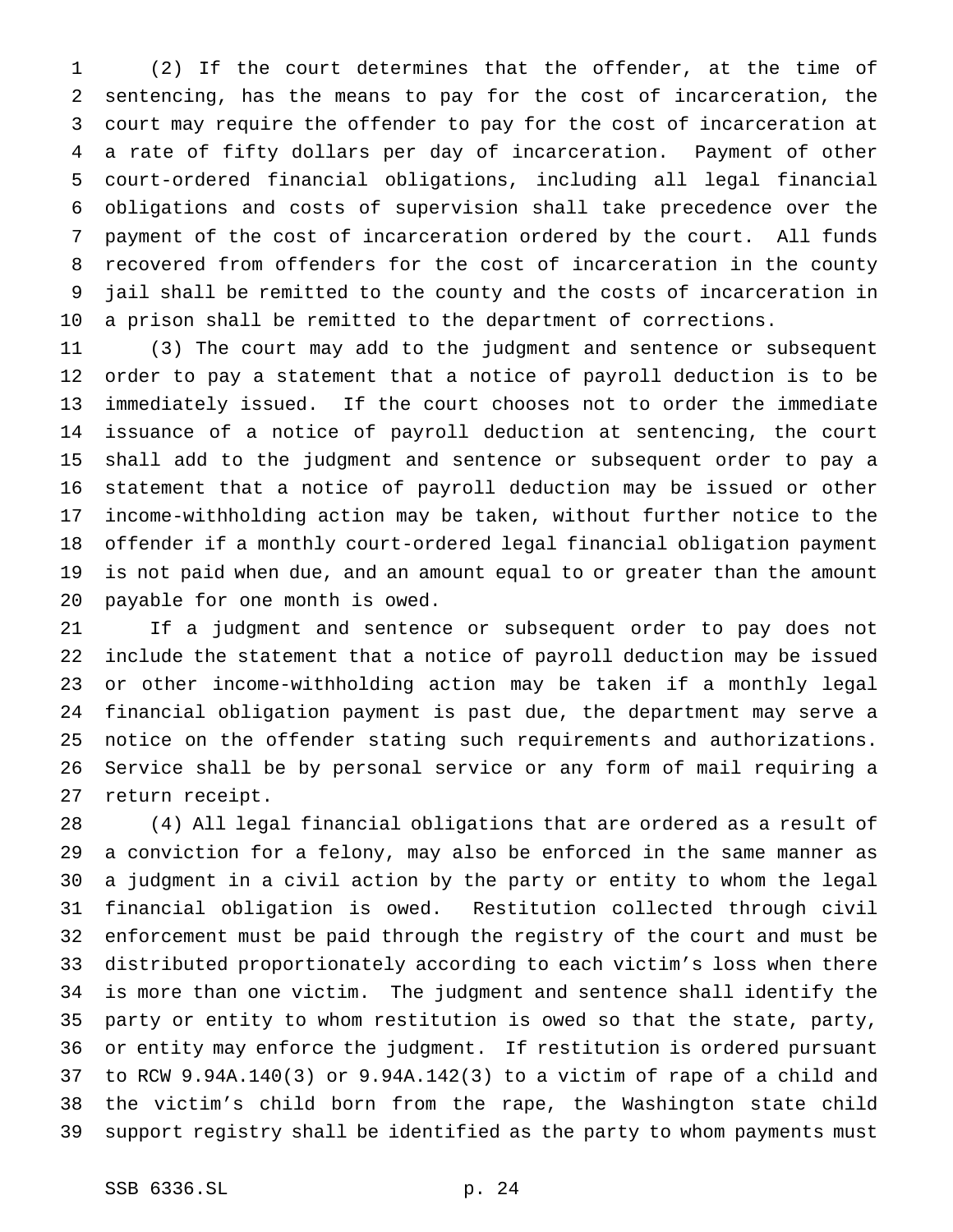(2) If the court determines that the offender, at the time of sentencing, has the means to pay for the cost of incarceration, the court may require the offender to pay for the cost of incarceration at a rate of fifty dollars per day of incarceration. Payment of other court-ordered financial obligations, including all legal financial obligations and costs of supervision shall take precedence over the payment of the cost of incarceration ordered by the court. All funds recovered from offenders for the cost of incarceration in the county jail shall be remitted to the county and the costs of incarceration in a prison shall be remitted to the department of corrections.

(3) The court may add to the judgment and sentence or subsequent order to pay a statement that a notice of payroll deduction is to be immediately issued. If the court chooses not to order the immediate issuance of a notice of payroll deduction at sentencing, the court shall add to the judgment and sentence or subsequent order to pay a statement that a notice of payroll deduction may be issued or other income-withholding action may be taken, without further notice to the offender if a monthly court-ordered legal financial obligation payment is not paid when due, and an amount equal to or greater than the amount payable for one month is owed.

If a judgment and sentence or subsequent order to pay does not include the statement that a notice of payroll deduction may be issued or other income-withholding action may be taken if a monthly legal financial obligation payment is past due, the department may serve a notice on the offender stating such requirements and authorizations. Service shall be by personal service or any form of mail requiring a return receipt.

(4) All legal financial obligations that are ordered as a result of a conviction for a felony, may also be enforced in the same manner as a judgment in a civil action by the party or entity to whom the legal financial obligation is owed. Restitution collected through civil enforcement must be paid through the registry of the court and must be distributed proportionately according to each victim's loss when there is more than one victim. The judgment and sentence shall identify the party or entity to whom restitution is owed so that the state, party, or entity may enforce the judgment. If restitution is ordered pursuant to RCW 9.94A.140(3) or 9.94A.142(3) to a victim of rape of a child and the victim's child born from the rape, the Washington state child support registry shall be identified as the party to whom payments must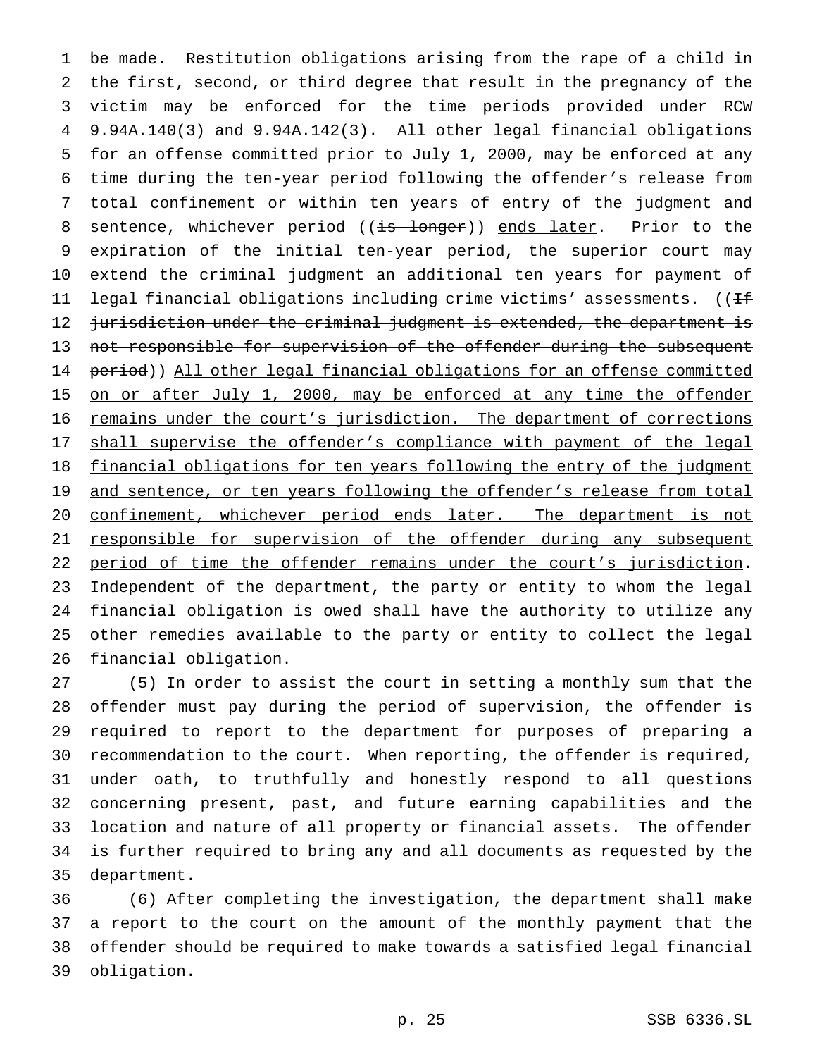be made. Restitution obligations arising from the rape of a child in the first, second, or third degree that result in the pregnancy of the victim may be enforced for the time periods provided under RCW 9.94A.140(3) and 9.94A.142(3). All other legal financial obligations <u>for an offense committed prior to July 1, 2000,</u> may be enforced at any time during the ten-year period following the offender's release from total confinement or within ten years of entry of the judgment and sentence, whichever period ((~~is longer~~)) <u>ends later</u>. Prior to the expiration of the initial ten-year period, the superior court may extend the criminal judgment an additional ten years for payment of legal financial obligations including crime victims' assessments. ((~~If jurisdiction under the criminal judgment is extended, the department is not responsible for supervision of the offender during the subsequent period~~)) <u>All other legal financial obligations for an offense committed on or after July 1, 2000, may be enforced at any time the offender remains under the court's jurisdiction. The department of corrections shall supervise the offender's compliance with payment of the legal financial obligations for ten years following the entry of the judgment and sentence, or ten years following the offender's release from total confinement, whichever period ends later. The department is not responsible for supervision of the offender during any subsequent period of time the offender remains under the court's jurisdiction</u>. Independent of the department, the party or entity to whom the legal financial obligation is owed shall have the authority to utilize any other remedies available to the party or entity to collect the legal financial obligation.

(5) In order to assist the court in setting a monthly sum that the offender must pay during the period of supervision, the offender is required to report to the department for purposes of preparing a recommendation to the court. When reporting, the offender is required, under oath, to truthfully and honestly respond to all questions concerning present, past, and future earning capabilities and the location and nature of all property or financial assets. The offender is further required to bring any and all documents as requested by the department.

(6) After completing the investigation, the department shall make a report to the court on the amount of the monthly payment that the offender should be required to make towards a satisfied legal financial obligation.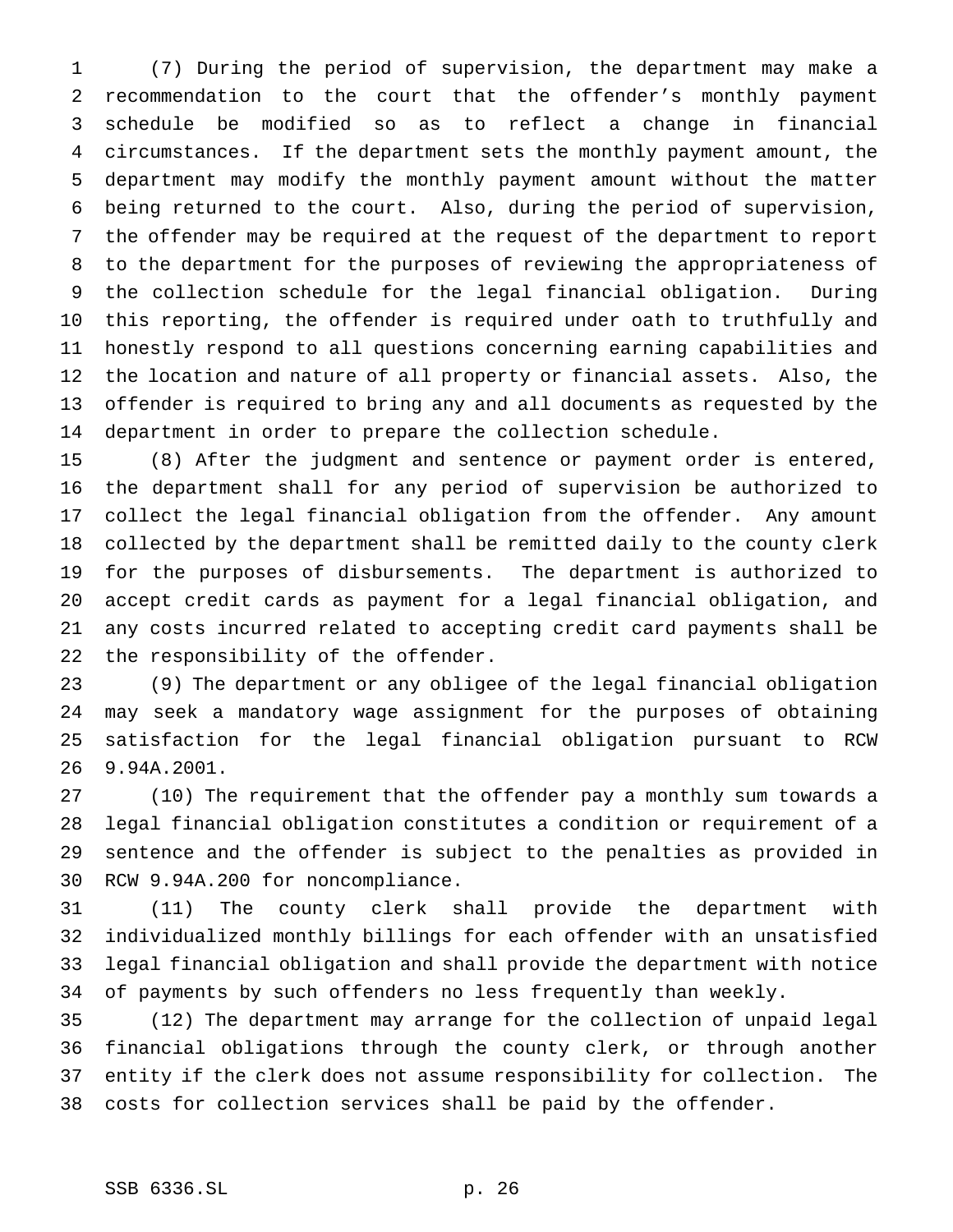(7) During the period of supervision, the department may make a recommendation to the court that the offender's monthly payment schedule be modified so as to reflect a change in financial circumstances. If the department sets the monthly payment amount, the department may modify the monthly payment amount without the matter being returned to the court. Also, during the period of supervision, the offender may be required at the request of the department to report to the department for the purposes of reviewing the appropriateness of the collection schedule for the legal financial obligation. During this reporting, the offender is required under oath to truthfully and honestly respond to all questions concerning earning capabilities and the location and nature of all property or financial assets. Also, the offender is required to bring any and all documents as requested by the department in order to prepare the collection schedule.

(8) After the judgment and sentence or payment order is entered, the department shall for any period of supervision be authorized to collect the legal financial obligation from the offender. Any amount collected by the department shall be remitted daily to the county clerk for the purposes of disbursements. The department is authorized to accept credit cards as payment for a legal financial obligation, and any costs incurred related to accepting credit card payments shall be the responsibility of the offender.

(9) The department or any obligee of the legal financial obligation may seek a mandatory wage assignment for the purposes of obtaining satisfaction for the legal financial obligation pursuant to RCW 9.94A.2001.

(10) The requirement that the offender pay a monthly sum towards a legal financial obligation constitutes a condition or requirement of a sentence and the offender is subject to the penalties as provided in RCW 9.94A.200 for noncompliance.

(11) The county clerk shall provide the department with individualized monthly billings for each offender with an unsatisfied legal financial obligation and shall provide the department with notice of payments by such offenders no less frequently than weekly.

(12) The department may arrange for the collection of unpaid legal financial obligations through the county clerk, or through another entity if the clerk does not assume responsibility for collection. The costs for collection services shall be paid by the offender.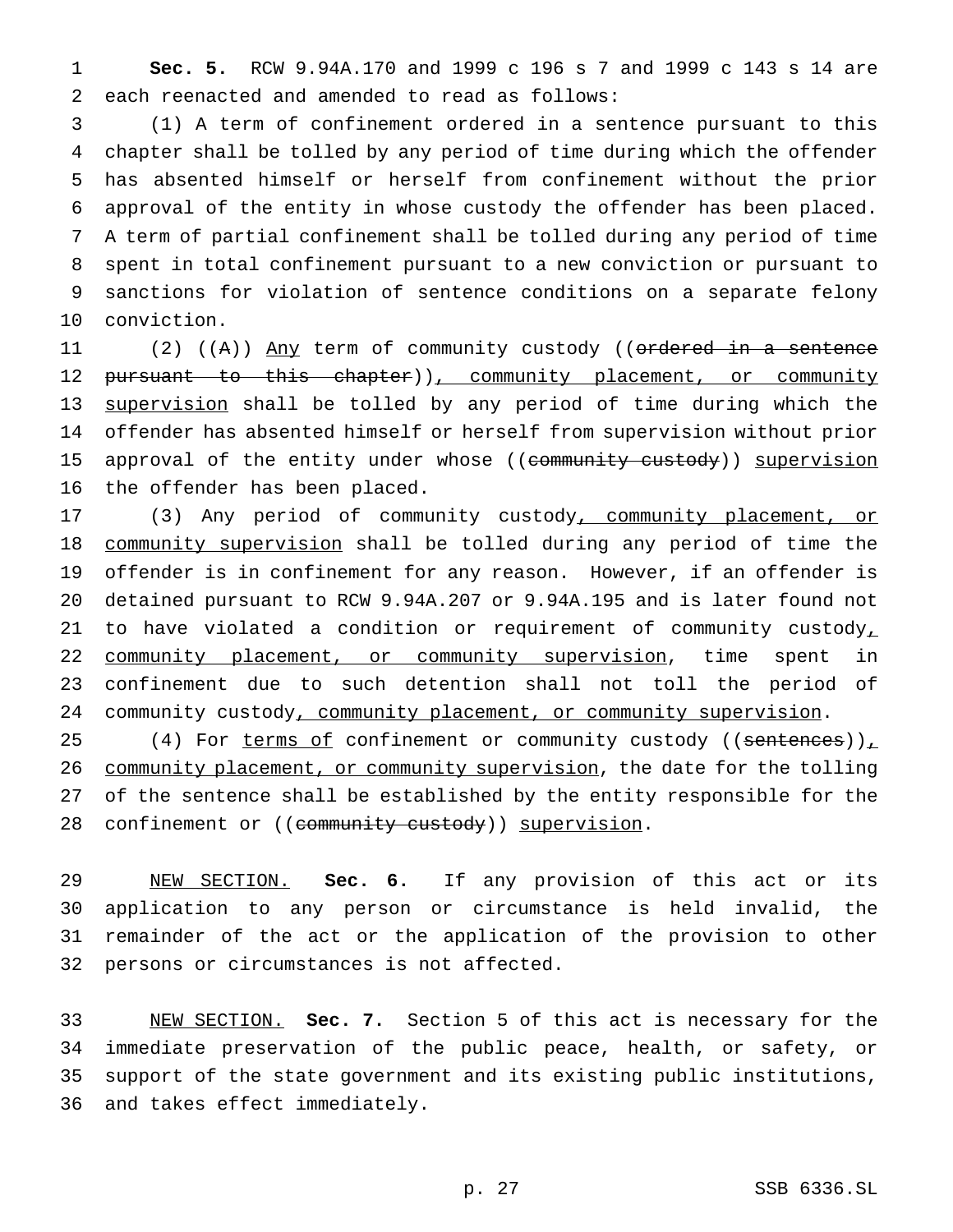**Sec. 5.** RCW 9.94A.170 and 1999 c 196 s 7 and 1999 c 143 s 14 are each reenacted and amended to read as follows:

(1) A term of confinement ordered in a sentence pursuant to this chapter shall be tolled by any period of time during which the offender has absented himself or herself from confinement without the prior approval of the entity in whose custody the offender has been placed. A term of partial confinement shall be tolled during any period of time spent in total confinement pursuant to a new conviction or pursuant to sanctions for violation of sentence conditions on a separate felony conviction.

(2) ((A)) Any term of community custody ((ordered in a sentence pursuant to this chapter)), community placement, or community supervision shall be tolled by any period of time during which the offender has absented himself or herself from supervision without prior approval of the entity under whose ((community custody)) supervision the offender has been placed.

(3) Any period of community custody, community placement, or community supervision shall be tolled during any period of time the offender is in confinement for any reason. However, if an offender is detained pursuant to RCW 9.94A.207 or 9.94A.195 and is later found not to have violated a condition or requirement of community custody, community placement, or community supervision, time spent in confinement due to such detention shall not toll the period of community custody, community placement, or community supervision.

(4) For terms of confinement or community custody ((sentences)), community placement, or community supervision, the date for the tolling of the sentence shall be established by the entity responsible for the confinement or ((community custody)) supervision.

NEW SECTION. **Sec. 6.** If any provision of this act or its application to any person or circumstance is held invalid, the remainder of the act or the application of the provision to other persons or circumstances is not affected.

NEW SECTION. **Sec. 7.** Section 5 of this act is necessary for the immediate preservation of the public peace, health, or safety, or support of the state government and its existing public institutions, and takes effect immediately.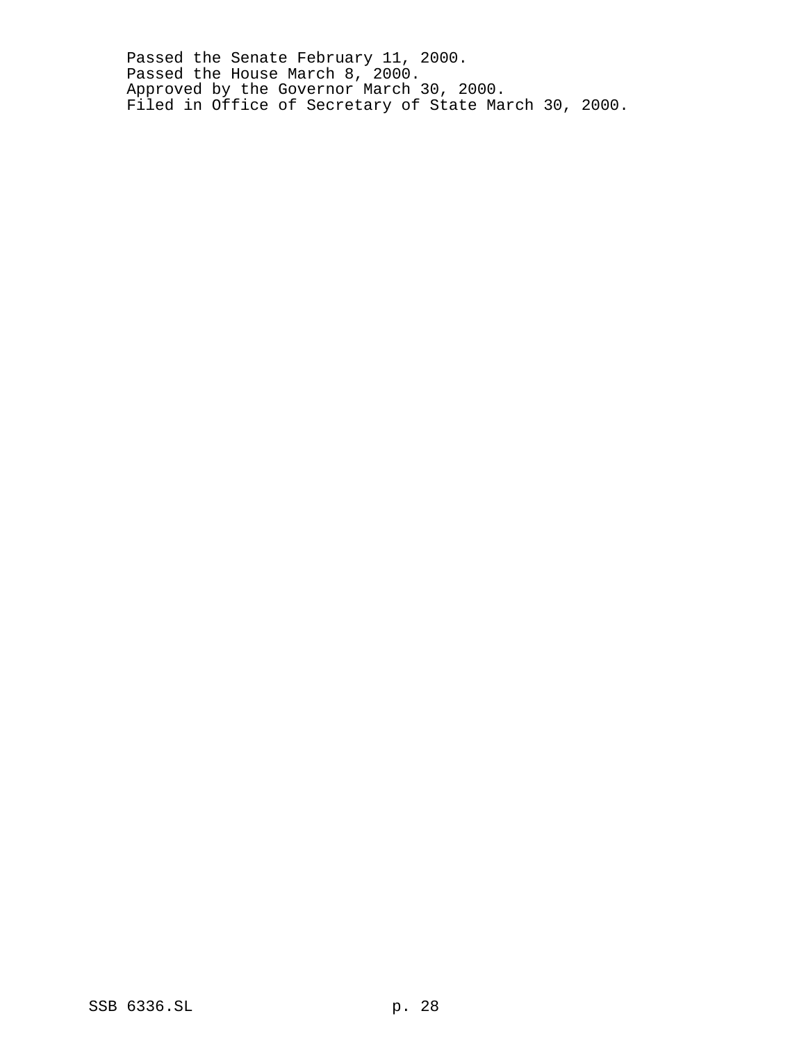Passed the Senate February 11, 2000.
Passed the House March 8, 2000.
Approved by the Governor March 30, 2000.
Filed in Office of Secretary of State March 30, 2000.